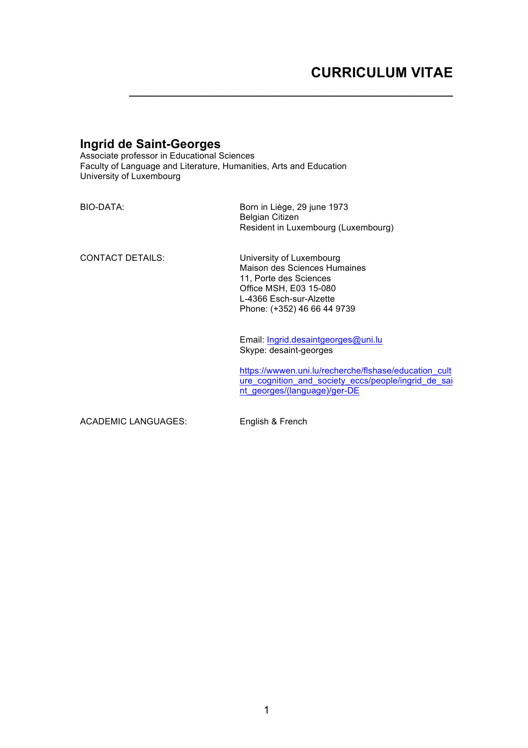# CURRICULUM VITAE

---

## Ingrid de Saint-Georges

Associate professor in Educational Sciences
Faculty of Language and Literature, Humanities, Arts and Education
University of Luxembourg

| | |
|---|---|
| BIO-DATA: | Born in Liège, 29 june 1973<br>Belgian Citizen<br>Resident in Luxembourg (Luxembourg) |
| CONTACT DETAILS: | University of Luxembourg<br>Maison des Sciences Humaines<br>11, Porte des Sciences<br>Office MSH, E03 15-080<br>L-4366 Esch-sur-Alzette<br>Phone: (+352) 46 66 44 9739<br><br>Email: Ingrid.desaintgeorges@uni.lu<br>Skype: desaint-georges<br><br>https://wwwen.uni.lu/recherche/flshase/education_culture_cognition_and_society_eccs/people/ingrid_de_saint_georges/(language)/ger-DE |
| ACADEMIC LANGUAGES: | English & French |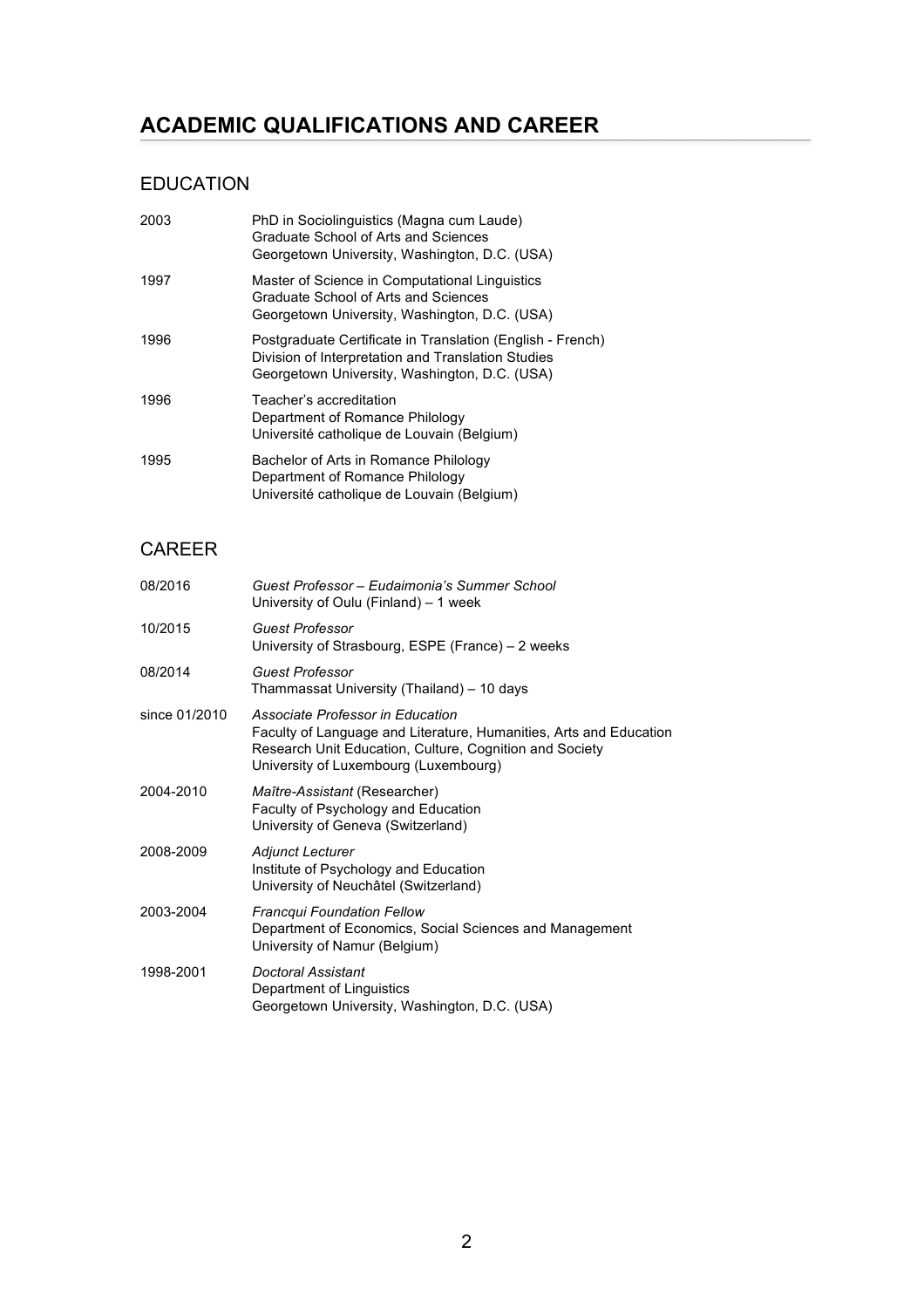# ACADEMIC QUALIFICATIONS AND CAREER

## EDUCATION

| | |
|---|---|
| 2003 | PhD in Sociolinguistics (Magna cum Laude)<br>Graduate School of Arts and Sciences<br>Georgetown University, Washington, D.C. (USA) |
| 1997 | Master of Science in Computational Linguistics<br>Graduate School of Arts and Sciences<br>Georgetown University, Washington, D.C. (USA) |
| 1996 | Postgraduate Certificate in Translation (English - French)<br>Division of Interpretation and Translation Studies<br>Georgetown University, Washington, D.C. (USA) |
| 1996 | Teacher's accreditation<br>Department of Romance Philology<br>Université catholique de Louvain (Belgium) |
| 1995 | Bachelor of Arts in Romance Philology<br>Department of Romance Philology<br>Université catholique de Louvain (Belgium) |

## CAREER

| | |
|---|---|
| 08/2016 | *Guest Professor – Eudaimonia's Summer School*<br>University of Oulu (Finland) – 1 week |
| 10/2015 | *Guest Professor*<br>University of Strasbourg, ESPE (France) – 2 weeks |
| 08/2014 | *Guest Professor*<br>Thammassat University (Thailand) – 10 days |
| since 01/2010 | *Associate Professor in Education*<br>Faculty of Language and Literature, Humanities, Arts and Education<br>Research Unit Education, Culture, Cognition and Society<br>University of Luxembourg (Luxembourg) |
| 2004-2010 | *Maître-Assistant* (Researcher)<br>Faculty of Psychology and Education<br>University of Geneva (Switzerland) |
| 2008-2009 | *Adjunct Lecturer*<br>Institute of Psychology and Education<br>University of Neuchâtel (Switzerland) |
| 2003-2004 | *Francqui Foundation Fellow*<br>Department of Economics, Social Sciences and Management<br>University of Namur (Belgium) |
| 1998-2001 | *Doctoral Assistant*<br>Department of Linguistics<br>Georgetown University, Washington, D.C. (USA) |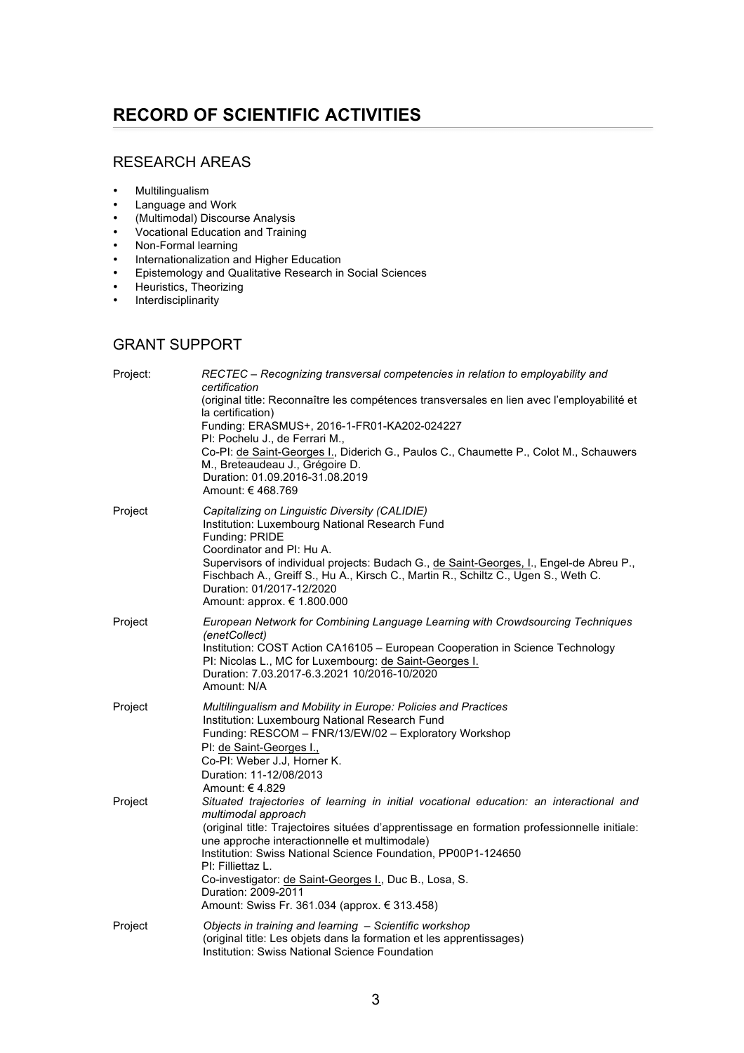# RECORD OF SCIENTIFIC ACTIVITIES

## RESEARCH AREAS

- Multilingualism
- Language and Work
- (Multimodal) Discourse Analysis
- Vocational Education and Training
- Non-Formal learning
- Internationalization and Higher Education
- Epistemology and Qualitative Research in Social Sciences
- Heuristics, Theorizing
- Interdisciplinarity

## GRANT SUPPORT

| | |
|---|---|
| Project: | *RECTEC – Recognizing transversal competencies in relation to employability and certification*<br>(original title: Reconnaître les compétences transversales en lien avec l'employabilité et la certification)<br>Funding: ERASMUS+, 2016-1-FR01-KA202-024227<br>PI: Pochelu J., de Ferrari M.,<br>Co-PI: de Saint-Georges I., Diderich G., Paulos C., Chaumette P., Colot M., Schauwers M., Breteaudeau J., Grégoire D.<br>Duration: 01.09.2016-31.08.2019<br>Amount: € 468.769 |
| Project | *Capitalizing on Linguistic Diversity (CALIDIE)*<br>Institution: Luxembourg National Research Fund<br>Funding: PRIDE<br>Coordinator and PI: Hu A.<br>Supervisors of individual projects: Budach G., de Saint-Georges, I., Engel-de Abreu P., Fischbach A., Greiff S., Hu A., Kirsch C., Martin R., Schiltz C., Ugen S., Weth C.<br>Duration: 01/2017-12/2020<br>Amount: approx. € 1.800.000 |
| Project | *European Network for Combining Language Learning with Crowdsourcing Techniques (enetCollect)*<br>Institution: COST Action CA16105 – European Cooperation in Science Technology<br>PI: Nicolas L., MC for Luxembourg: de Saint-Georges I.<br>Duration: 7.03.2017-6.3.2021 10/2016-10/2020<br>Amount: N/A |
| Project | *Multilingualism and Mobility in Europe: Policies and Practices*<br>Institution: Luxembourg National Research Fund<br>Funding: RESCOM – FNR/13/EW/02 – Exploratory Workshop<br>PI: de Saint-Georges I.,<br>Co-PI: Weber J.J, Horner K.<br>Duration: 11-12/08/2013<br>Amount: € 4.829 |
| Project | *Situated trajectories of learning in initial vocational education: an interactional and multimodal approach*<br>(original title: Trajectoires situées d'apprentissage en formation professionnelle initiale: une approche interactionnelle et multimodale)<br>Institution: Swiss National Science Foundation, PP00P1-124650<br>PI: Filliettaz L.<br>Co-investigator: de Saint-Georges I., Duc B., Losa, S.<br>Duration: 2009-2011<br>Amount: Swiss Fr. 361.034 (approx. € 313.458) |
| Project | *Objects in training and learning – Scientific workshop*<br>(original title: Les objets dans la formation et les apprentissages)<br>Institution: Swiss National Science Foundation |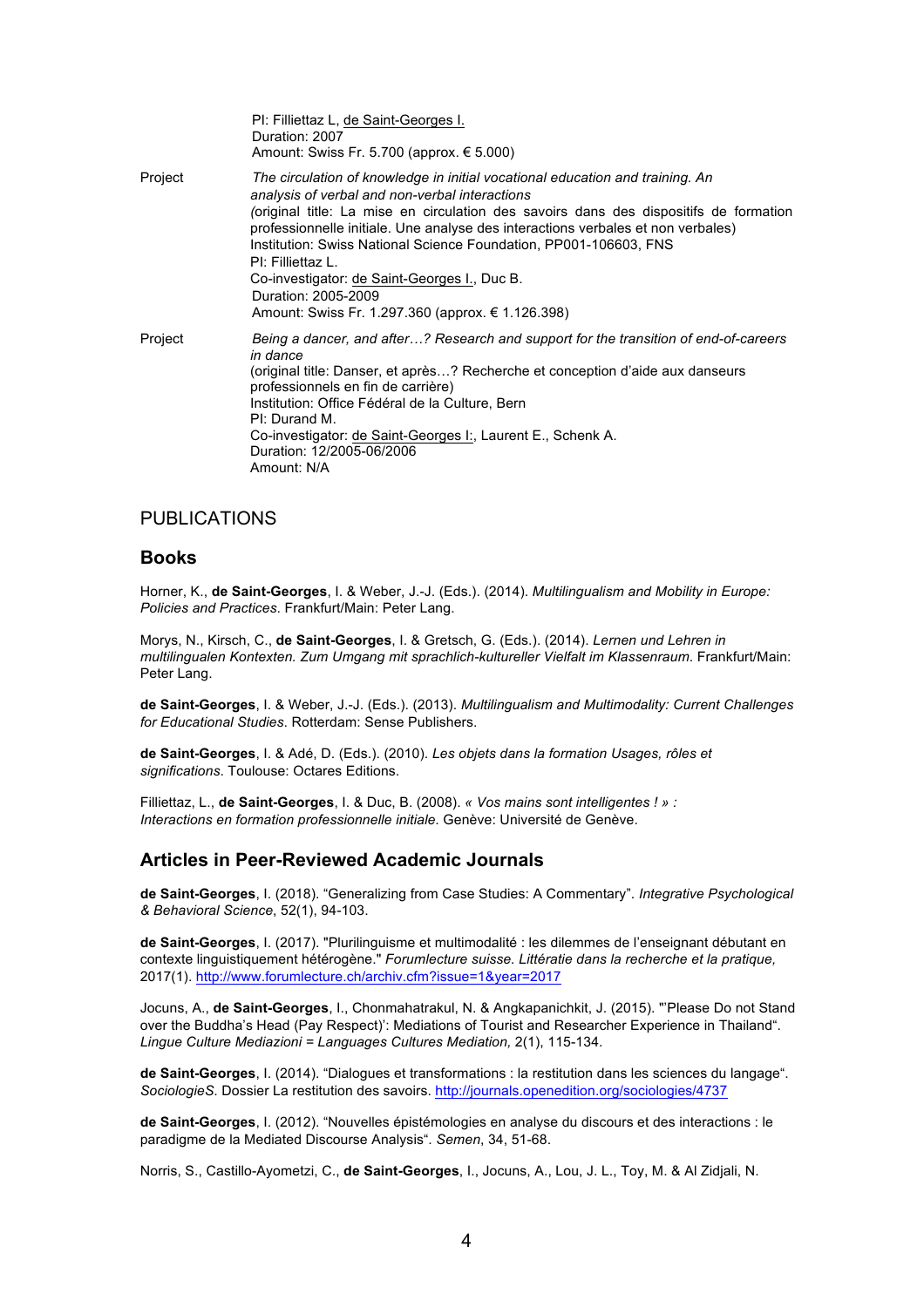PI: Filliettaz L, de Saint-Georges I.
Duration: 2007
Amount: Swiss Fr. 5.700 (approx. € 5.000)

Project *The circulation of knowledge in initial vocational education and training. An analysis of verbal and non-verbal interactions*
(original title: La mise en circulation des savoirs dans des dispositifs de formation professionnelle initiale. Une analyse des interactions verbales et non verbales)
Institution: Swiss National Science Foundation, PP001-106603, FNS
PI: Filliettaz L.
Co-investigator: de Saint-Georges I., Duc B.
Duration: 2005-2009
Amount: Swiss Fr. 1.297.360 (approx. € 1.126.398)

Project *Being a dancer, and after…? Research and support for the transition of end-of-careers in dance*
(original title: Danser, et après…? Recherche et conception d'aide aux danseurs professionnels en fin de carrière)
Institution: Office Fédéral de la Culture, Bern
PI: Durand M.
Co-investigator: de Saint-Georges I:, Laurent E., Schenk A.
Duration: 12/2005-06/2006
Amount: N/A

# PUBLICATIONS

## Books

Horner, K., **de Saint-Georges**, I. & Weber, J.-J. (Eds.). (2014). *Multilingualism and Mobility in Europe: Policies and Practices*. Frankfurt/Main: Peter Lang.

Morys, N., Kirsch, C., **de Saint-Georges**, I. & Gretsch, G. (Eds.). (2014). *Lernen und Lehren in multilingualen Kontexten. Zum Umgang mit sprachlich-kultureller Vielfalt im Klassenraum*. Frankfurt/Main: Peter Lang.

**de Saint-Georges**, I. & Weber, J.-J. (Eds.). (2013). *Multilingualism and Multimodality: Current Challenges for Educational Studies*. Rotterdam: Sense Publishers.

**de Saint-Georges**, I. & Adé, D. (Eds.). (2010). *Les objets dans la formation Usages, rôles et significations*. Toulouse: Octares Editions.

Filliettaz, L., **de Saint-Georges**, I. & Duc, B. (2008). *« Vos mains sont intelligentes ! » : Interactions en formation professionnelle initiale.* Genève: Université de Genève.

## Articles in Peer-Reviewed Academic Journals

**de Saint-Georges**, I. (2018). "Generalizing from Case Studies: A Commentary". *Integrative Psychological & Behavioral Science*, 52(1), 94-103.

**de Saint-Georges**, I. (2017). "Plurilinguisme et multimodalité : les dilemmes de l'enseignant débutant en contexte linguistiquement hétérogène." *Forumlecture suisse. Littératie dans la recherche et la pratique,* 2017(1). http://www.forumlecture.ch/archiv.cfm?issue=1&year=2017

Jocuns, A., **de Saint-Georges**, I., Chonmahatrakul, N. & Angkapanichkit, J. (2015). "'Please Do not Stand over the Buddha's Head (Pay Respect)': Mediations of Tourist and Researcher Experience in Thailand". *Lingue Culture Mediazioni = Languages Cultures Mediation,* 2(1), 115-134.

**de Saint-Georges**, I. (2014). "Dialogues et transformations : la restitution dans les sciences du langage". *SociologieS*. Dossier La restitution des savoirs. http://journals.openedition.org/sociologies/4737

**de Saint-Georges**, I. (2012). "Nouvelles épistémologies en analyse du discours et des interactions : le paradigme de la Mediated Discourse Analysis". *Semen*, 34, 51-68.

Norris, S., Castillo-Ayometzi, C., **de Saint-Georges**, I., Jocuns, A., Lou, J. L., Toy, M. & Al Zidjali, N.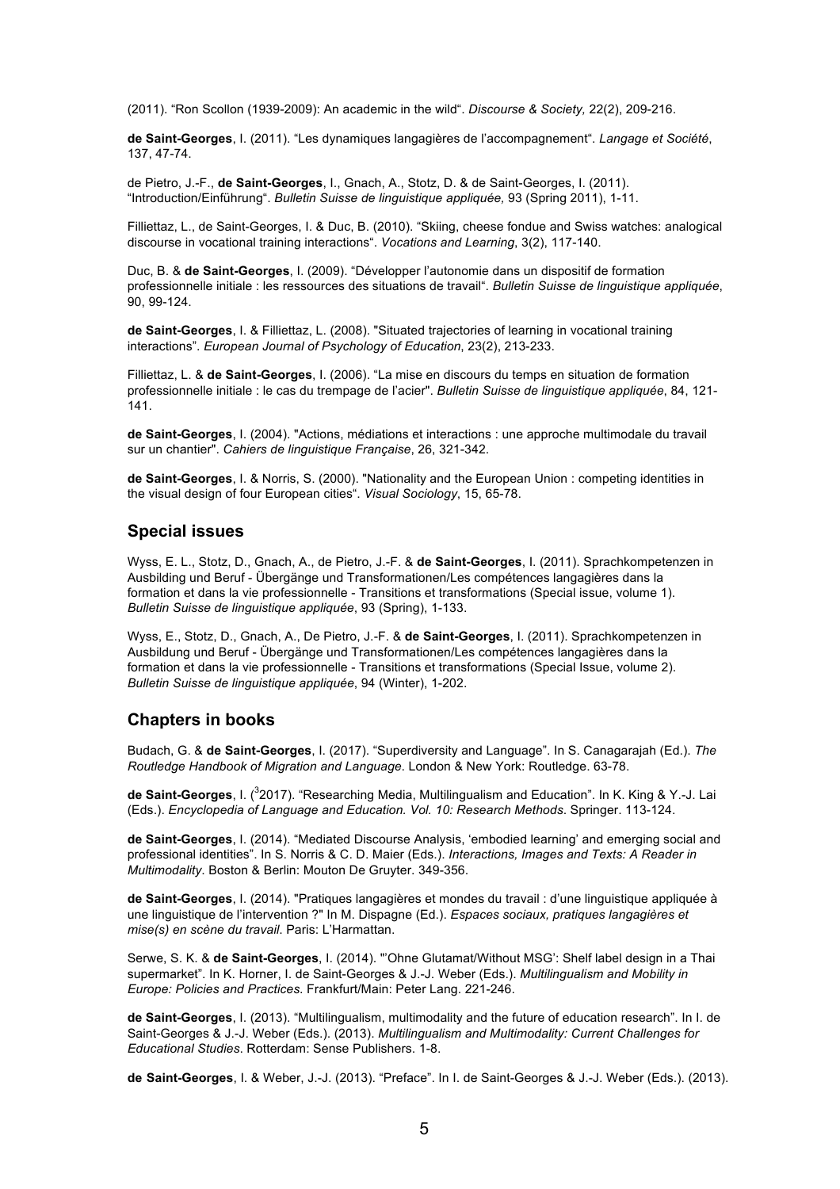(2011). “Ron Scollon (1939-2009): An academic in the wild“. *Discourse & Society,* 22(2), 209-216.

**de Saint-Georges**, I. (2011). “Les dynamiques langagières de l’accompagnement“. *Langage et Société*, 137, 47-74.

de Pietro, J.-F., **de Saint-Georges**, I., Gnach, A., Stotz, D. & de Saint-Georges, I. (2011). “Introduction/Einführung“. *Bulletin Suisse de linguistique appliquée,* 93 (Spring 2011), 1-11.

Filliettaz, L., de Saint-Georges, I. & Duc, B. (2010). “Skiing, cheese fondue and Swiss watches: analogical discourse in vocational training interactions“. *Vocations and Learning*, 3(2), 117-140.

Duc, B. & **de Saint-Georges**, I. (2009). “Développer l’autonomie dans un dispositif de formation professionnelle initiale : les ressources des situations de travail“. *Bulletin Suisse de linguistique appliquée*, 90, 99-124.

**de Saint-Georges**, I. & Filliettaz, L. (2008). "Situated trajectories of learning in vocational training interactions”. *European Journal of Psychology of Education*, 23(2), 213-233.

Filliettaz, L. & **de Saint-Georges**, I. (2006). “La mise en discours du temps en situation de formation professionnelle initiale : le cas du trempage de l’acier". *Bulletin Suisse de linguistique appliquée*, 84, 121-141.

**de Saint-Georges**, I. (2004). "Actions, médiations et interactions : une approche multimodale du travail sur un chantier". *Cahiers de linguistique Française*, 26, 321-342.

**de Saint-Georges**, I. & Norris, S. (2000). "Nationality and the European Union : competing identities in the visual design of four European cities“. *Visual Sociology*, 15, 65-78.

## Special issues

Wyss, E. L., Stotz, D., Gnach, A., de Pietro, J.-F. & **de Saint-Georges**, I. (2011). Sprachkompetenzen in Ausbilding und Beruf - Übergänge und Transformationen/Les compétences langagières dans la formation et dans la vie professionnelle - Transitions et transformations (Special issue, volume 1). *Bulletin Suisse de linguistique appliquée*, 93 (Spring), 1-133.

Wyss, E., Stotz, D., Gnach, A., De Pietro, J.-F. & **de Saint-Georges**, I. (2011). Sprachkompetenzen in Ausbildung und Beruf - Übergänge und Transformationen/Les compétences langagières dans la formation et dans la vie professionnelle - Transitions et transformations (Special Issue, volume 2). *Bulletin Suisse de linguistique appliquée*, 94 (Winter), 1-202.

## Chapters in books

Budach, G. & **de Saint-Georges**, I. (2017). “Superdiversity and Language”. In S. Canagarajah (Ed.). *The Routledge Handbook of Migration and Language*. London & New York: Routledge. 63-78.

**de Saint-Georges**, I. ([3]2017). “Researching Media, Multilingualism and Education”. In K. King & Y.-J. Lai (Eds.). *Encyclopedia of Language and Education. Vol. 10: Research Methods*. Springer. 113-124.

**de Saint-Georges**, I. (2014). “Mediated Discourse Analysis, ‘embodied learning’ and emerging social and professional identities”. In S. Norris & C. D. Maier (Eds.). *Interactions, Images and Texts: A Reader in Multimodality*. Boston & Berlin: Mouton De Gruyter. 349-356.

**de Saint-Georges**, I. (2014). "Pratiques langagières et mondes du travail : d’une linguistique appliquée à une linguistique de l’intervention ?" In M. Dispagne (Ed.). *Espaces sociaux, pratiques langagières et mise(s) en scène du travail*. Paris: L’Harmattan.

Serwe, S. K. & **de Saint-Georges**, I. (2014). "’Ohne Glutamat/Without MSG’: Shelf label design in a Thai supermarket”. In K. Horner, I. de Saint-Georges & J.-J. Weber (Eds.). *Multilingualism and Mobility in Europe: Policies and Practices*. Frankfurt/Main: Peter Lang. 221-246.

**de Saint-Georges**, I. (2013). “Multilingualism, multimodality and the future of education research”. In I. de Saint-Georges & J.-J. Weber (Eds.). (2013). *Multilingualism and Multimodality: Current Challenges for Educational Studies*. Rotterdam: Sense Publishers. 1-8.

**de Saint-Georges**, I. & Weber, J.-J. (2013). “Preface”. In I. de Saint-Georges & J.-J. Weber (Eds.). (2013).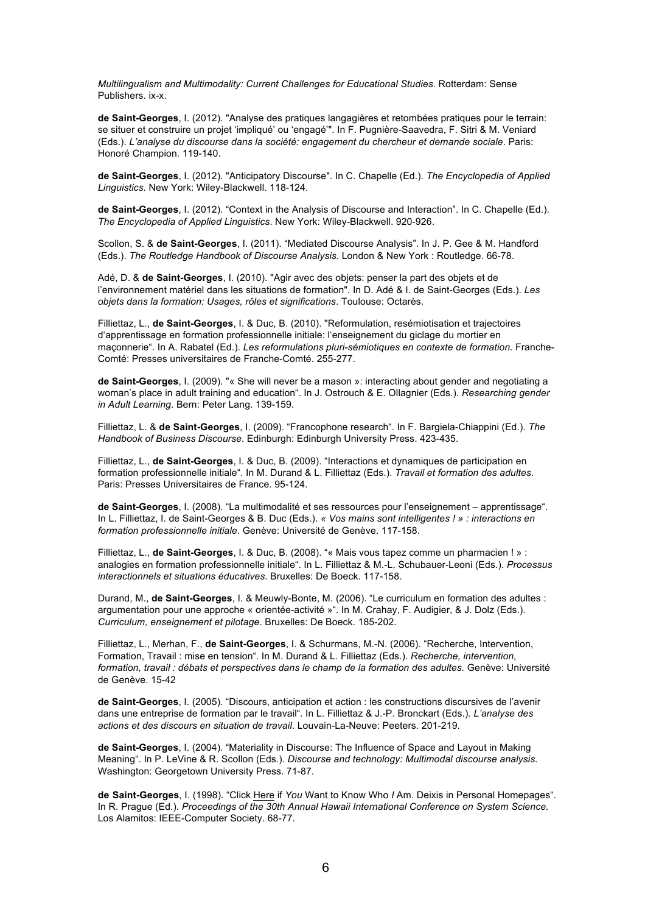*Multilingualism and Multimodality: Current Challenges for Educational Studies*. Rotterdam: Sense Publishers. ix-x.

**de Saint-Georges**, I. (2012). "Analyse des pratiques langagières et retombées pratiques pour le terrain: se situer et construire un projet 'impliqué' ou 'engagé'". In F. Pugnière-Saavedra, F. Sitri & M. Veniard (Eds.). *L'analyse du discourse dans la société: engagement du chercheur et demande sociale*. Paris: Honoré Champion. 119-140.

**de Saint-Georges**, I. (2012). "Anticipatory Discourse". In C. Chapelle (Ed.). *The Encyclopedia of Applied Linguistics*. New York: Wiley-Blackwell. 118-124.

**de Saint-Georges**, I. (2012). "Context in the Analysis of Discourse and Interaction". In C. Chapelle (Ed.). *The Encyclopedia of Applied Linguistics*. New York: Wiley-Blackwell. 920-926.

Scollon, S. & **de Saint-Georges**, I. (2011). "Mediated Discourse Analysis". In J. P. Gee & M. Handford (Eds.). *The Routledge Handbook of Discourse Analysis*. London & New York : Routledge. 66-78.

Adé, D. & **de Saint-Georges**, I. (2010). "Agir avec des objets: penser la part des objets et de l'environnement matériel dans les situations de formation". In D. Adé & I. de Saint-Georges (Eds.). *Les objets dans la formation: Usages, rôles et significations*. Toulouse: Octarès.

Filliettaz, L., **de Saint-Georges**, I. & Duc, B. (2010). "Reformulation, resémiotisation et trajectoires d'apprentissage en formation professionnelle initiale: l'enseignement du giclage du mortier en maçonnerie". In A. Rabatel (Ed.). *Les reformulations pluri-sémiotiques en contexte de formation*. Franche-Comté: Presses universitaires de Franche-Comté. 255-277.

**de Saint-Georges**, I. (2009). "« She will never be a mason »: interacting about gender and negotiating a woman's place in adult training and education". In J. Ostrouch & E. Ollagnier (Eds.). *Researching gender in Adult Learning*. Bern: Peter Lang. 139-159.

Filliettaz, L. & **de Saint-Georges**, I. (2009). "Francophone research". In F. Bargiela-Chiappini (Ed.). *The Handbook of Business Discourse.* Edinburgh: Edinburgh University Press. 423-435.

Filliettaz, L., **de Saint-Georges**, I. & Duc, B. (2009). "Interactions et dynamiques de participation en formation professionnelle initiale". In M. Durand & L. Filliettaz (Eds.). *Travail et formation des adultes*. Paris: Presses Universitaires de France. 95-124.

**de Saint-Georges**, I. (2008). "La multimodalité et ses ressources pour l'enseignement – apprentissage". In L. Filliettaz, I. de Saint-Georges & B. Duc (Eds.). *« Vos mains sont intelligentes ! » : interactions en formation professionnelle initiale*. Genève: Université de Genève. 117-158.

Filliettaz, L., **de Saint-Georges**, I. & Duc, B. (2008). "« Mais vous tapez comme un pharmacien ! » : analogies en formation professionnelle initiale". In L. Filliettaz & M.-L. Schubauer-Leoni (Eds.). *Processus interactionnels et situations éducatives*. Bruxelles: De Boeck. 117-158.

Durand, M., **de Saint-Georges**, I. & Meuwly-Bonte, M. (2006). "Le curriculum en formation des adultes : argumentation pour une approche « orientée-activité »". In M. Crahay, F. Audigier, & J. Dolz (Eds.). *Curriculum, enseignement et pilotage*. Bruxelles: De Boeck. 185-202.

Filliettaz, L., Merhan, F., **de Saint-Georges**, I. & Schurmans, M.-N. (2006). "Recherche, Intervention, Formation, Travail : mise en tension". In M. Durand & L. Filliettaz (Eds.). *Recherche, intervention, formation, travail : débats et perspectives dans le champ de la formation des adultes.* Genève: Université de Genève. 15-42

**de Saint-Georges**, I. (2005). "Discours, anticipation et action : les constructions discursives de l'avenir dans une entreprise de formation par le travail". In L. Filliettaz & J.-P. Bronckart (Eds.). *L'analyse des actions et des discours en situation de travail*. Louvain-La-Neuve: Peeters. 201-219.

**de Saint-Georges**, I. (2004). "Materiality in Discourse: The Influence of Space and Layout in Making Meaning". In P. LeVine & R. Scollon (Eds.). *Discourse and technology: Multimodal discourse analysis*. Washington: Georgetown University Press. 71-87.

**de Saint-Georges**, I. (1998). "Click Here if *You* Want to Know Who *I* Am. Deixis in Personal Homepages". In R. Prague (Ed.). *Proceedings of the 30th Annual Hawaii International Conference on System Science.* Los Alamitos: IEEE-Computer Society. 68-77.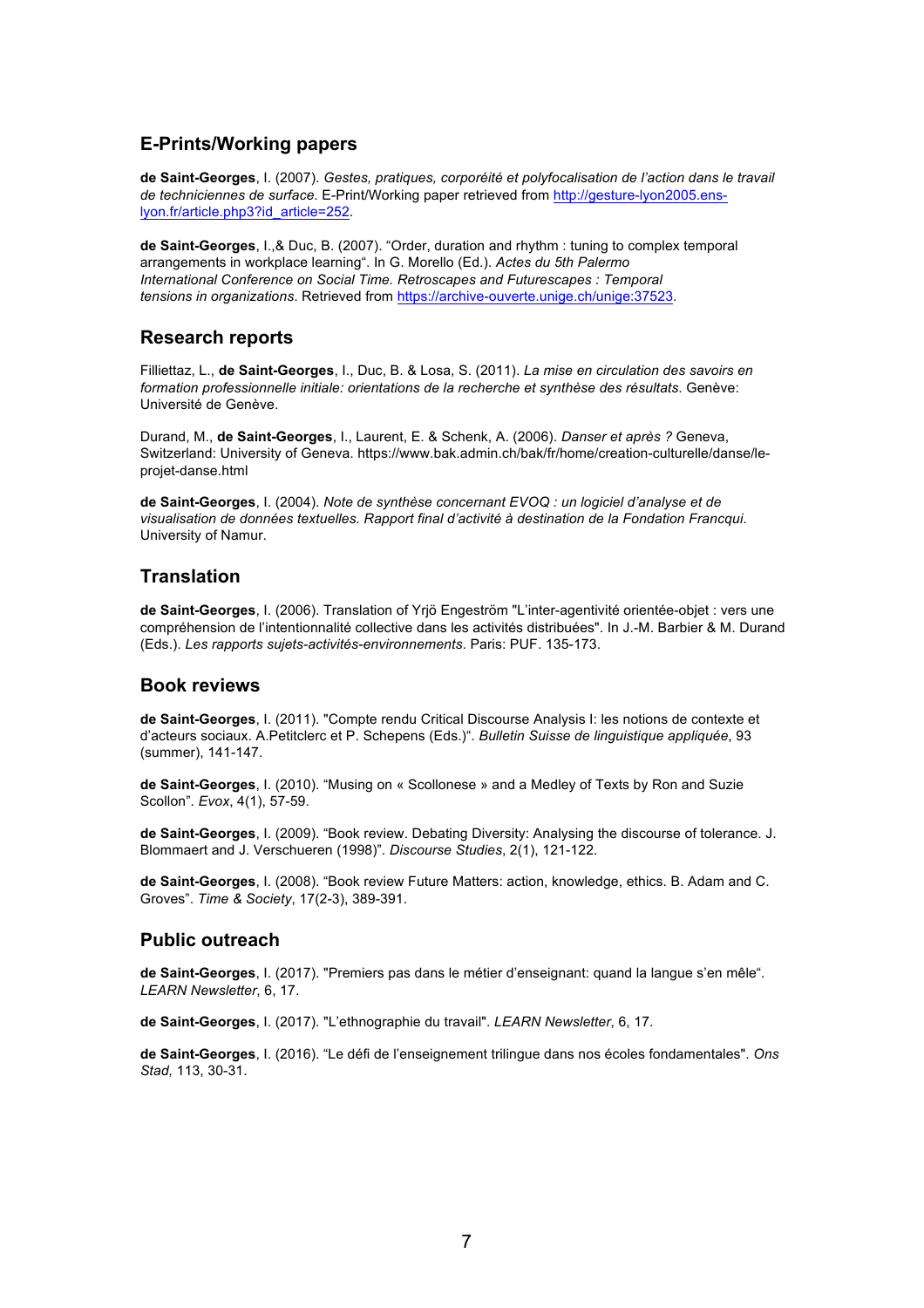## E-Prints/Working papers

**de Saint-Georges**, I. (2007). *Gestes, pratiques, corporéité et polyfocalisation de l'action dans le travail de techniciennes de surface*. E-Print/Working paper retrieved from http://gesture-lyon2005.ens-lyon.fr/article.php3?id_article=252.

**de Saint-Georges**, I.,& Duc, B. (2007). "Order, duration and rhythm : tuning to complex temporal arrangements in workplace learning". In G. Morello (Ed.). *Actes du 5th Palermo International Conference on Social Time. Retroscapes and Futurescapes : Temporal tensions in organizations*. Retrieved from https://archive-ouverte.unige.ch/unige:37523.

## Research reports

Filliettaz, L., **de Saint-Georges**, I., Duc, B. & Losa, S. (2011). *La mise en circulation des savoirs en formation professionnelle initiale: orientations de la recherche et synthèse des résultats*. Genève: Université de Genève.

Durand, M., **de Saint-Georges**, I., Laurent, E. & Schenk, A. (2006). *Danser et après ?* Geneva, Switzerland: University of Geneva. https://www.bak.admin.ch/bak/fr/home/creation-culturelle/danse/le-projet-danse.html

**de Saint-Georges**, I. (2004). *Note de synthèse concernant EVOQ : un logiciel d'analyse et de visualisation de données textuelles. Rapport final d'activité à destination de la Fondation Francqui*. University of Namur.

## Translation

**de Saint-Georges**, I. (2006). Translation of Yrjö Engeström "L'inter-agentivité orientée-objet : vers une compréhension de l'intentionnalité collective dans les activités distribuées". In J.-M. Barbier & M. Durand (Eds.). *Les rapports sujets-activités-environnements*. Paris: PUF. 135-173.

## Book reviews

**de Saint-Georges**, I. (2011). "Compte rendu Critical Discourse Analysis I: les notions de contexte et d'acteurs sociaux. A.Petitclerc et P. Schepens (Eds.)". *Bulletin Suisse de linguistique appliquée*, 93 (summer), 141-147.

**de Saint-Georges**, I. (2010). "Musing on « Scollonese » and a Medley of Texts by Ron and Suzie Scollon". *Evox*, 4(1), 57-59.

**de Saint-Georges**, I. (2009). "Book review. Debating Diversity: Analysing the discourse of tolerance. J. Blommaert and J. Verschueren (1998)". *Discourse Studies*, 2(1), 121-122.

**de Saint-Georges**, I. (2008). "Book review Future Matters: action, knowledge, ethics. B. Adam and C. Groves". *Time & Society*, 17(2-3), 389-391.

## Public outreach

**de Saint-Georges**, I. (2017). "Premiers pas dans le métier d'enseignant: quand la langue s'en mêle". *LEARN Newsletter*, 6, 17.

**de Saint-Georges**, I. (2017). "L'ethnographie du travail". *LEARN Newsletter*, 6, 17.

**de Saint-Georges**, I. (2016). "Le défi de l'enseignement trilingue dans nos écoles fondamentales". *Ons Stad,* 113, 30-31.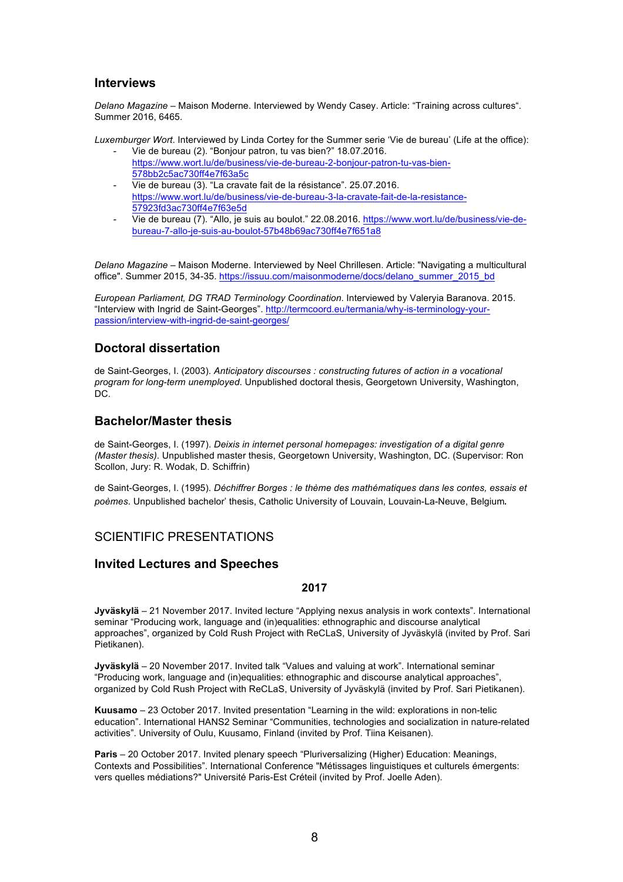## Interviews

*Delano Magazine* – Maison Moderne. Interviewed by Wendy Casey. Article: "Training across cultures". Summer 2016, 6465.

*Luxemburger Wort*. Interviewed by Linda Cortey for the Summer serie 'Vie de bureau' (Life at the office):

- Vie de bureau (2). "Bonjour patron, tu vas bien?" 18.07.2016. https://www.wort.lu/de/business/vie-de-bureau-2-bonjour-patron-tu-vas-bien-578bb2c5ac730ff4e7f63a5c
- Vie de bureau (3). "La cravate fait de la résistance". 25.07.2016. https://www.wort.lu/de/business/vie-de-bureau-3-la-cravate-fait-de-la-resistance-57923fd3ac730ff4e7f63e5d
- Vie de bureau (7). "Allo, je suis au boulot." 22.08.2016. https://www.wort.lu/de/business/vie-de-bureau-7-allo-je-suis-au-boulot-57b48b69ac730ff4e7f651a8

*Delano Magazine* – Maison Moderne. Interviewed by Neel Chrillesen. Article: "Navigating a multicultural office". Summer 2015, 34-35. https://issuu.com/maisonmoderne/docs/delano_summer_2015_bd

*European Parliament, DG TRAD Terminology Coordination*. Interviewed by Valeryia Baranova. 2015. "Interview with Ingrid de Saint-Georges". http://termcoord.eu/termania/why-is-terminology-your-passion/interview-with-ingrid-de-saint-georges/

## Doctoral dissertation

de Saint-Georges, I. (2003). *Anticipatory discourses : constructing futures of action in a vocational program for long-term unemployed*. Unpublished doctoral thesis, Georgetown University, Washington, DC.

## Bachelor/Master thesis

de Saint-Georges, I. (1997). *Deixis in internet personal homepages: investigation of a digital genre (Master thesis)*. Unpublished master thesis, Georgetown University, Washington, DC. (Supervisor: Ron Scollon, Jury: R. Wodak, D. Schiffrin)

de Saint-Georges, I. (1995). *Déchiffrer Borges : le thème des mathématiques dans les contes, essais et poèmes*. Unpublished bachelor' thesis, Catholic University of Louvain, Louvain-La-Neuve, Belgium.

# SCIENTIFIC PRESENTATIONS

## Invited Lectures and Speeches

### 2017

**Jyväskylä** – 21 November 2017. Invited lecture "Applying nexus analysis in work contexts". International seminar "Producing work, language and (in)equalities: ethnographic and discourse analytical approaches", organized by Cold Rush Project with ReCLaS, University of Jyväskylä (invited by Prof. Sari Pietikanen).

**Jyväskylä** – 20 November 2017. Invited talk "Values and valuing at work". International seminar "Producing work, language and (in)equalities: ethnographic and discourse analytical approaches", organized by Cold Rush Project with ReCLaS, University of Jyväskylä (invited by Prof. Sari Pietikanen).

**Kuusamo** – 23 October 2017. Invited presentation "Learning in the wild: explorations in non-telic education". International HANS2 Seminar "Communities, technologies and socialization in nature-related activities". University of Oulu, Kuusamo, Finland (invited by Prof. Tiina Keisanen).

**Paris** – 20 October 2017. Invited plenary speech "Pluriversalizing (Higher) Education: Meanings, Contexts and Possibilities". International Conference "Métissages linguistiques et culturels émergents: vers quelles médiations?" Université Paris-Est Créteil (invited by Prof. Joelle Aden).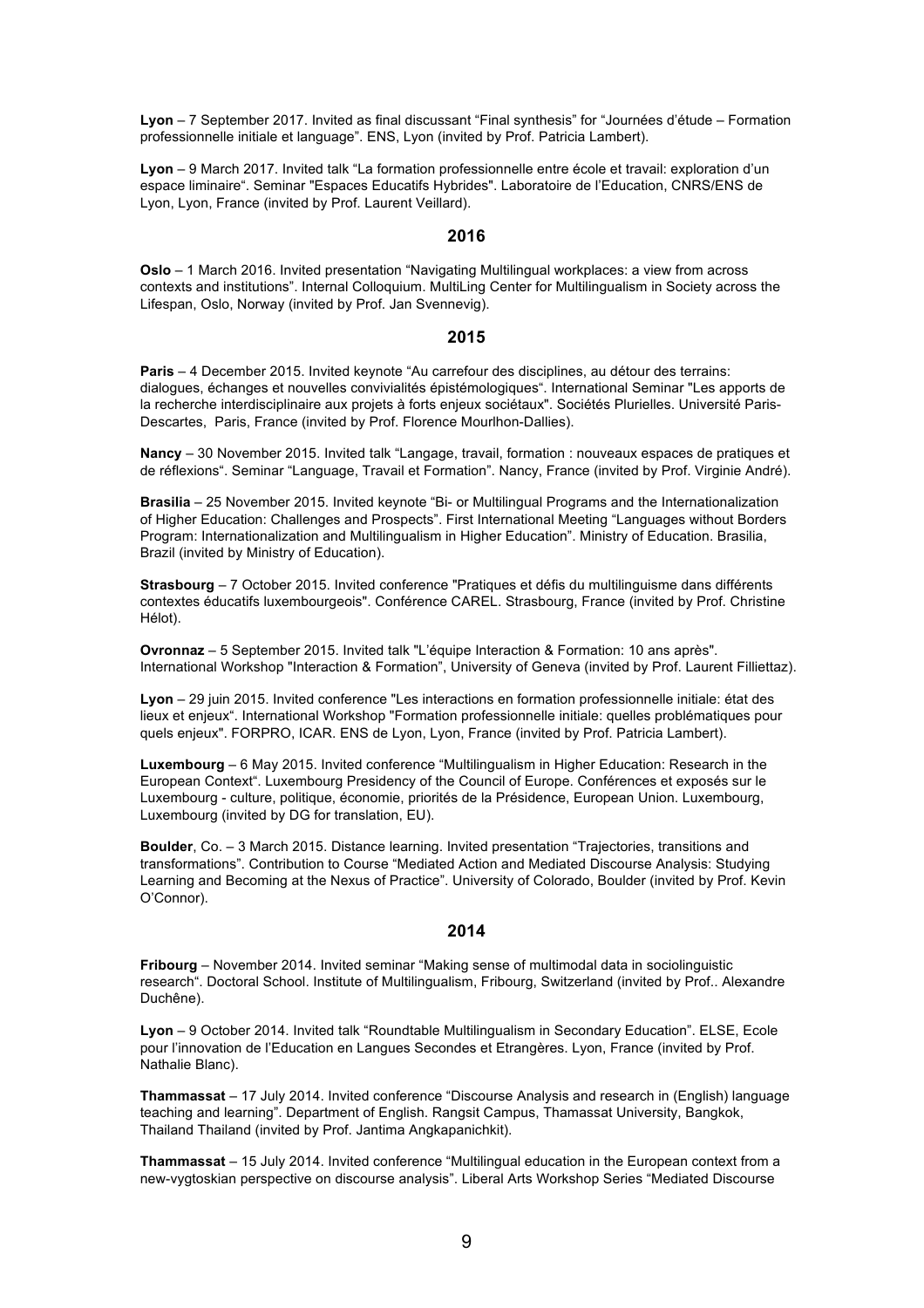**Lyon** – 7 September 2017. Invited as final discussant “Final synthesis” for “Journées d’étude – Formation professionnelle initiale et language”. ENS, Lyon (invited by Prof. Patricia Lambert).

**Lyon** – 9 March 2017. Invited talk “La formation professionnelle entre école et travail: exploration d’un espace liminaire“. Seminar "Espaces Educatifs Hybrides". Laboratoire de l’Education, CNRS/ENS de Lyon, Lyon, France (invited by Prof. Laurent Veillard).

## 2016

**Oslo** – 1 March 2016. Invited presentation “Navigating Multilingual workplaces: a view from across contexts and institutions”. Internal Colloquium. MultiLing Center for Multilingualism in Society across the Lifespan, Oslo, Norway (invited by Prof. Jan Svennevig).

## 2015

**Paris** – 4 December 2015. Invited keynote “Au carrefour des disciplines, au détour des terrains: dialogues, échanges et nouvelles convivialités épistémologiques“. International Seminar "Les apports de la recherche interdisciplinaire aux projets à forts enjeux sociétaux". Sociétés Plurielles. Université Paris-Descartes, Paris, France (invited by Prof. Florence Mourlhon-Dallies).

**Nancy** – 30 November 2015. Invited talk “Langage, travail, formation : nouveaux espaces de pratiques et de réflexions“. Seminar “Language, Travail et Formation”. Nancy, France (invited by Prof. Virginie André).

**Brasilia** – 25 November 2015. Invited keynote “Bi- or Multilingual Programs and the Internationalization of Higher Education: Challenges and Prospects”. First International Meeting “Languages without Borders Program: Internationalization and Multilingualism in Higher Education”. Ministry of Education. Brasilia, Brazil (invited by Ministry of Education).

**Strasbourg** – 7 October 2015. Invited conference "Pratiques et défis du multilinguisme dans différents contextes éducatifs luxembourgeois". Conférence CAREL. Strasbourg, France (invited by Prof. Christine Hélot).

**Ovronnaz** – 5 September 2015. Invited talk "L’équipe Interaction & Formation: 10 ans après". International Workshop "Interaction & Formation”, University of Geneva (invited by Prof. Laurent Filliettaz).

**Lyon** – 29 juin 2015. Invited conference "Les interactions en formation professionnelle initiale: état des lieux et enjeux“. International Workshop "Formation professionnelle initiale: quelles problématiques pour quels enjeux". FORPRO, ICAR. ENS de Lyon, Lyon, France (invited by Prof. Patricia Lambert).

**Luxembourg** – 6 May 2015. Invited conference “Multilingualism in Higher Education: Research in the European Context“. Luxembourg Presidency of the Council of Europe. Conférences et exposés sur le Luxembourg - culture, politique, économie, priorités de la Présidence, European Union. Luxembourg, Luxembourg (invited by DG for translation, EU).

**Boulder**, Co. – 3 March 2015. Distance learning. Invited presentation “Trajectories, transitions and transformations”. Contribution to Course “Mediated Action and Mediated Discourse Analysis: Studying Learning and Becoming at the Nexus of Practice”. University of Colorado, Boulder (invited by Prof. Kevin O’Connor).

## 2014

**Fribourg** – November 2014. Invited seminar “Making sense of multimodal data in sociolinguistic research“. Doctoral School. Institute of Multilingualism, Fribourg, Switzerland (invited by Prof.. Alexandre Duchêne).

**Lyon** – 9 October 2014. Invited talk “Roundtable Multilingualism in Secondary Education”. ELSE, Ecole pour l’innovation de l’Education en Langues Secondes et Etrangères. Lyon, France (invited by Prof. Nathalie Blanc).

**Thammassat** – 17 July 2014. Invited conference “Discourse Analysis and research in (English) language teaching and learning”. Department of English. Rangsit Campus, Thamassat University, Bangkok, Thailand Thailand (invited by Prof. Jantima Angkapanichkit).

**Thammassat** – 15 July 2014. Invited conference “Multilingual education in the European context from a new-vygtoskian perspective on discourse analysis”. Liberal Arts Workshop Series “Mediated Discourse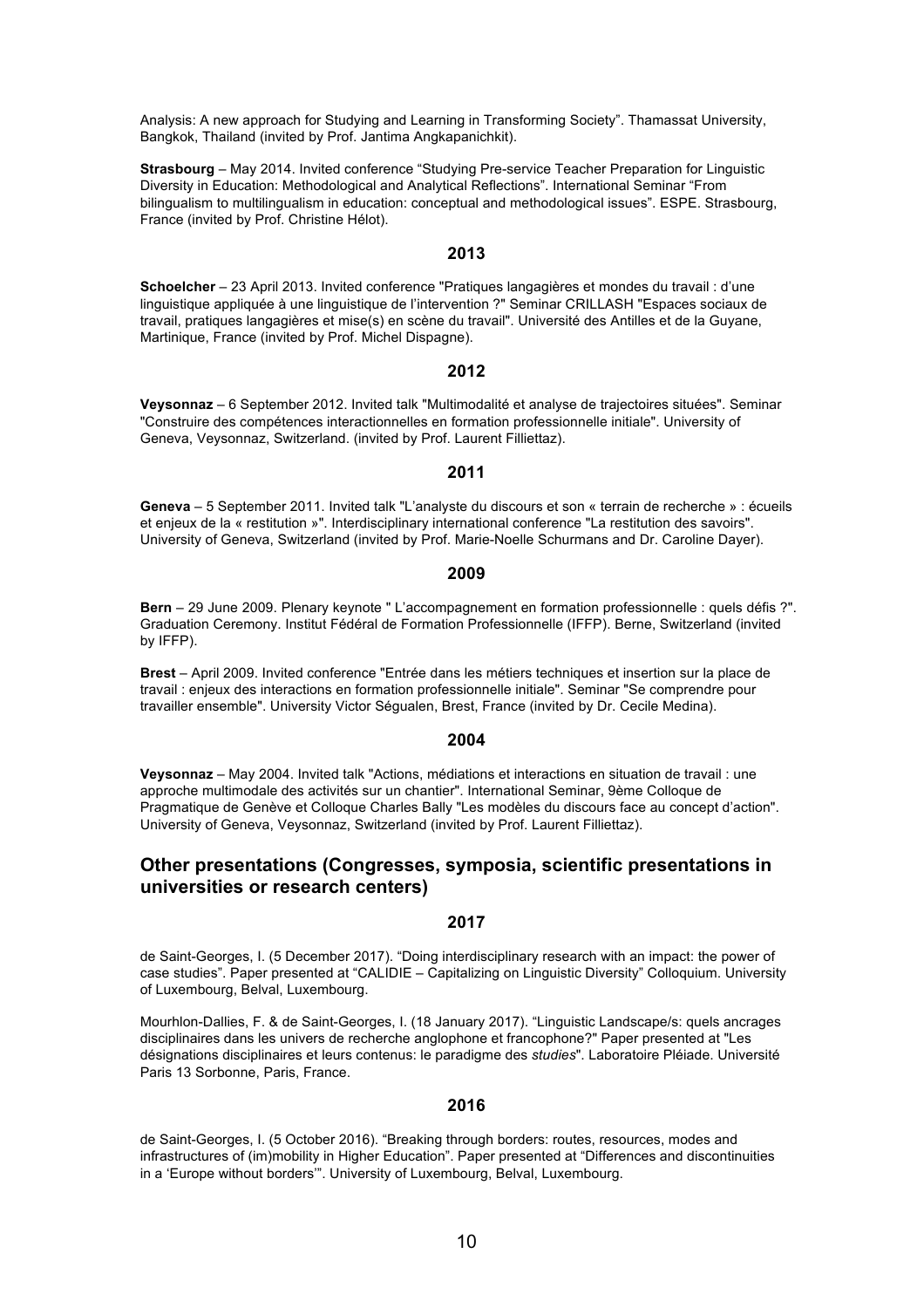Analysis: A new approach for Studying and Learning in Transforming Society". Thamassat University, Bangkok, Thailand (invited by Prof. Jantima Angkapanichkit).

**Strasbourg** – May 2014. Invited conference "Studying Pre-service Teacher Preparation for Linguistic Diversity in Education: Methodological and Analytical Reflections". International Seminar "From bilingualism to multilingualism in education: conceptual and methodological issues". ESPE. Strasbourg, France (invited by Prof. Christine Hélot).

### 2013

**Schoelcher** – 23 April 2013. Invited conference "Pratiques langagières et mondes du travail : d'une linguistique appliquée à une linguistique de l'intervention ?" Seminar CRILLASH "Espaces sociaux de travail, pratiques langagières et mise(s) en scène du travail". Université des Antilles et de la Guyane, Martinique, France (invited by Prof. Michel Dispagne).

### 2012

**Veysonnaz** – 6 September 2012. Invited talk "Multimodalité et analyse de trajectoires situées". Seminar "Construire des compétences interactionnelles en formation professionnelle initiale". University of Geneva, Veysonnaz, Switzerland. (invited by Prof. Laurent Filliettaz).

### 2011

**Geneva** – 5 September 2011. Invited talk "L'analyste du discours et son « terrain de recherche » : écueils et enjeux de la « restitution »". Interdisciplinary international conference "La restitution des savoirs". University of Geneva, Switzerland (invited by Prof. Marie-Noelle Schurmans and Dr. Caroline Dayer).

### 2009

**Bern** – 29 June 2009. Plenary keynote " L'accompagnement en formation professionnelle : quels défis ?". Graduation Ceremony. Institut Fédéral de Formation Professionnelle (IFFP). Berne, Switzerland (invited by IFFP).

**Brest** – April 2009. Invited conference "Entrée dans les métiers techniques et insertion sur la place de travail : enjeux des interactions en formation professionnelle initiale". Seminar "Se comprendre pour travailler ensemble". University Victor Ségualen, Brest, France (invited by Dr. Cecile Medina).

### 2004

**Veysonnaz** – May 2004. Invited talk "Actions, médiations et interactions en situation de travail : une approche multimodale des activités sur un chantier". International Seminar, 9ème Colloque de Pragmatique de Genève et Colloque Charles Bally "Les modèles du discours face au concept d'action". University of Geneva, Veysonnaz, Switzerland (invited by Prof. Laurent Filliettaz).

## Other presentations (Congresses, symposia, scientific presentations in universities or research centers)

### 2017

de Saint-Georges, I. (5 December 2017). "Doing interdisciplinary research with an impact: the power of case studies". Paper presented at "CALIDIE – Capitalizing on Linguistic Diversity" Colloquium. University of Luxembourg, Belval, Luxembourg.

Mourhlon-Dallies, F. & de Saint-Georges, I. (18 January 2017). "Linguistic Landscape/s: quels ancrages disciplinaires dans les univers de recherche anglophone et francophone?" Paper presented at "Les désignations disciplinaires et leurs contenus: le paradigme des *studies*". Laboratoire Pléiade. Université Paris 13 Sorbonne, Paris, France.

### 2016

de Saint-Georges, I. (5 October 2016). "Breaking through borders: routes, resources, modes and infrastructures of (im)mobility in Higher Education". Paper presented at "Differences and discontinuities in a 'Europe without borders'". University of Luxembourg, Belval, Luxembourg.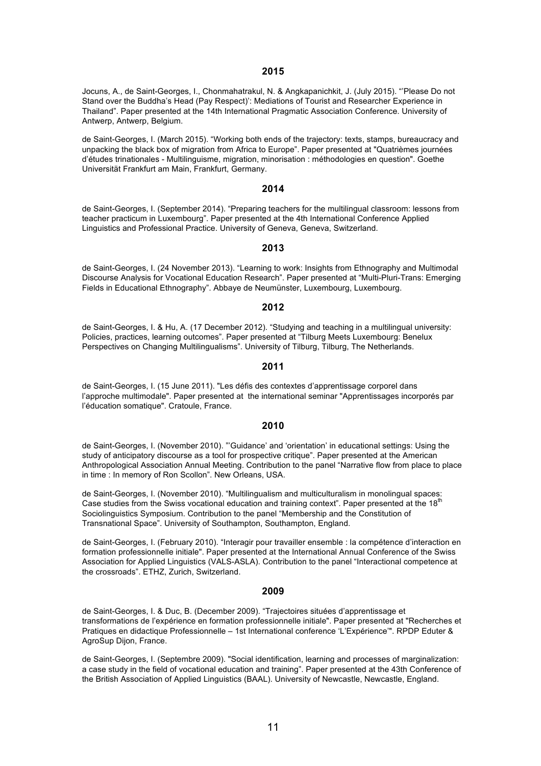## 2015

Jocuns, A., de Saint-Georges, I., Chonmahatrakul, N. & Angkapanichkit, J. (July 2015). "'Please Do not Stand over the Buddha's Head (Pay Respect)': Mediations of Tourist and Researcher Experience in Thailand". Paper presented at the 14th International Pragmatic Association Conference. University of Antwerp, Antwerp, Belgium.

de Saint-Georges, I. (March 2015). "Working both ends of the trajectory: texts, stamps, bureaucracy and unpacking the black box of migration from Africa to Europe". Paper presented at "Quatrièmes journées d'études trinationales - Multilinguisme, migration, minorisation : méthodologies en question". Goethe Universität Frankfurt am Main, Frankfurt, Germany.

## 2014

de Saint-Georges, I. (September 2014). "Preparing teachers for the multilingual classroom: lessons from teacher practicum in Luxembourg". Paper presented at the 4th International Conference Applied Linguistics and Professional Practice. University of Geneva, Geneva, Switzerland.

## 2013

de Saint-Georges, I. (24 November 2013). "Learning to work: Insights from Ethnography and Multimodal Discourse Analysis for Vocational Education Research". Paper presented at "Multi-Pluri-Trans: Emerging Fields in Educational Ethnography". Abbaye de Neumünster, Luxembourg, Luxembourg.

## 2012

de Saint-Georges, I. & Hu, A. (17 December 2012). "Studying and teaching in a multilingual university: Policies, practices, learning outcomes". Paper presented at "Tilburg Meets Luxembourg: Benelux Perspectives on Changing Multilingualisms". University of Tilburg, Tilburg, The Netherlands.

## 2011

de Saint-Georges, I. (15 June 2011). "Les défis des contextes d'apprentissage corporel dans l'approche multimodale". Paper presented at the international seminar "Apprentissages incorporés par l'éducation somatique". Cratoule, France.

## 2010

de Saint-Georges, I. (November 2010). "'Guidance' and 'orientation' in educational settings: Using the study of anticipatory discourse as a tool for prospective critique". Paper presented at the American Anthropological Association Annual Meeting. Contribution to the panel "Narrative flow from place to place in time : In memory of Ron Scollon". New Orleans, USA.

de Saint-Georges, I. (November 2010). "Multilingualism and multiculturalism in monolingual spaces: Case studies from the Swiss vocational education and training context". Paper presented at the 18th Sociolinguistics Symposium. Contribution to the panel "Membership and the Constitution of Transnational Space". University of Southampton, Southampton, England.

de Saint-Georges, I. (February 2010). "Interagir pour travailler ensemble : la compétence d'interaction en formation professionnelle initiale". Paper presented at the International Annual Conference of the Swiss Association for Applied Linguistics (VALS-ASLA). Contribution to the panel "Interactional competence at the crossroads". ETHZ, Zurich, Switzerland.

## 2009

de Saint-Georges, I. & Duc, B. (December 2009). "Trajectoires situées d'apprentissage et transformations de l'expérience en formation professionnelle initiale". Paper presented at "Recherches et Pratiques en didactique Professionnelle – 1st International conference 'L'Expérience'". RPDP Eduter & AgroSup Dijon, France.

de Saint-Georges, I. (Septembre 2009). "Social identification, learning and processes of marginalization: a case study in the field of vocational education and training". Paper presented at the 43th Conference of the British Association of Applied Linguistics (BAAL). University of Newcastle, Newcastle, England.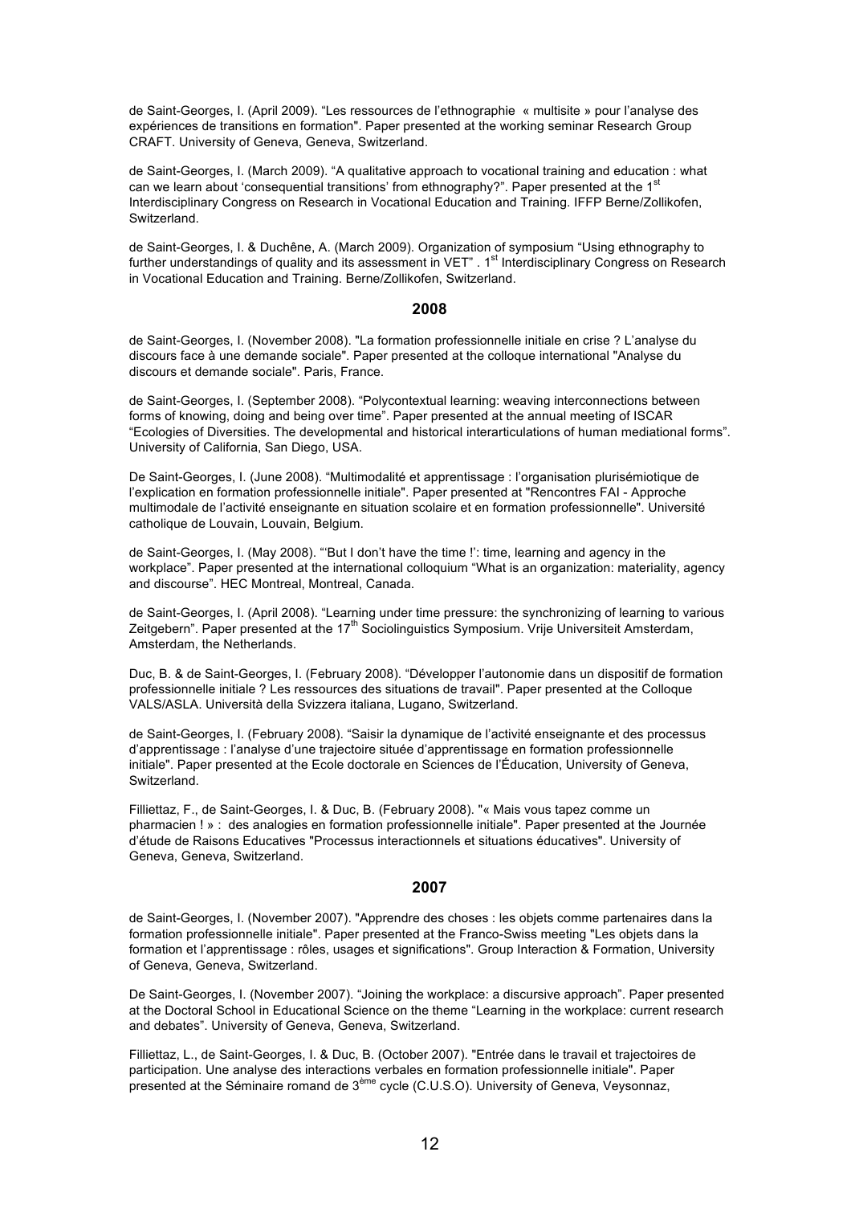de Saint-Georges, I. (April 2009). “Les ressources de l’ethnographie « multisite » pour l’analyse des expériences de transitions en formation". Paper presented at the working seminar Research Group CRAFT. University of Geneva, Geneva, Switzerland.

de Saint-Georges, I. (March 2009). “A qualitative approach to vocational training and education : what can we learn about ‘consequential transitions’ from ethnography?”. Paper presented at the 1st Interdisciplinary Congress on Research in Vocational Education and Training. IFFP Berne/Zollikofen, Switzerland.

de Saint-Georges, I. & Duchêne, A. (March 2009). Organization of symposium “Using ethnography to further understandings of quality and its assessment in VET” . 1st Interdisciplinary Congress on Research in Vocational Education and Training. Berne/Zollikofen, Switzerland.

## 2008

de Saint-Georges, I. (November 2008). "La formation professionnelle initiale en crise ? L’analyse du discours face à une demande sociale". Paper presented at the colloque international "Analyse du discours et demande sociale". Paris, France.

de Saint-Georges, I. (September 2008). “Polycontextual learning: weaving interconnections between forms of knowing, doing and being over time”. Paper presented at the annual meeting of ISCAR “Ecologies of Diversities. The developmental and historical interarticulations of human mediational forms”. University of California, San Diego, USA.

De Saint-Georges, I. (June 2008). “Multimodalité et apprentissage : l’organisation plurisémiotique de l’explication en formation professionnelle initiale". Paper presented at "Rencontres FAI - Approche multimodale de l’activité enseignante en situation scolaire et en formation professionnelle". Université catholique de Louvain, Louvain, Belgium.

de Saint-Georges, I. (May 2008). “‘But I don’t have the time !’: time, learning and agency in the workplace”. Paper presented at the international colloquium “What is an organization: materiality, agency and discourse”. HEC Montreal, Montreal, Canada.

de Saint-Georges, I. (April 2008). “Learning under time pressure: the synchronizing of learning to various Zeitgebern”. Paper presented at the 17th Sociolinguistics Symposium. Vrije Universiteit Amsterdam, Amsterdam, the Netherlands.

Duc, B. & de Saint-Georges, I. (February 2008). “Développer l’autonomie dans un dispositif de formation professionnelle initiale ? Les ressources des situations de travail". Paper presented at the Colloque VALS/ASLA. Università della Svizzera italiana, Lugano, Switzerland.

de Saint-Georges, I. (February 2008). “Saisir la dynamique de l’activité enseignante et des processus d’apprentissage : l’analyse d’une trajectoire située d’apprentissage en formation professionnelle initiale". Paper presented at the Ecole doctorale en Sciences de l’Éducation, University of Geneva, Switzerland.

Filliettaz, F., de Saint-Georges, I. & Duc, B. (February 2008). "« Mais vous tapez comme un pharmacien ! » : des analogies en formation professionnelle initiale". Paper presented at the Journée d’étude de Raisons Educatives "Processus interactionnels et situations éducatives". University of Geneva, Geneva, Switzerland.

## 2007

de Saint-Georges, I. (November 2007). "Apprendre des choses : les objets comme partenaires dans la formation professionnelle initiale". Paper presented at the Franco-Swiss meeting "Les objets dans la formation et l’apprentissage : rôles, usages et significations". Group Interaction & Formation, University of Geneva, Geneva, Switzerland.

De Saint-Georges, I. (November 2007). “Joining the workplace: a discursive approach”. Paper presented at the Doctoral School in Educational Science on the theme “Learning in the workplace: current research and debates”. University of Geneva, Geneva, Switzerland.

Filliettaz, L., de Saint-Georges, I. & Duc, B. (October 2007). "Entrée dans le travail et trajectoires de participation. Une analyse des interactions verbales en formation professionnelle initiale". Paper presented at the Séminaire romand de 3ème cycle (C.U.S.O). University of Geneva, Veysonnaz,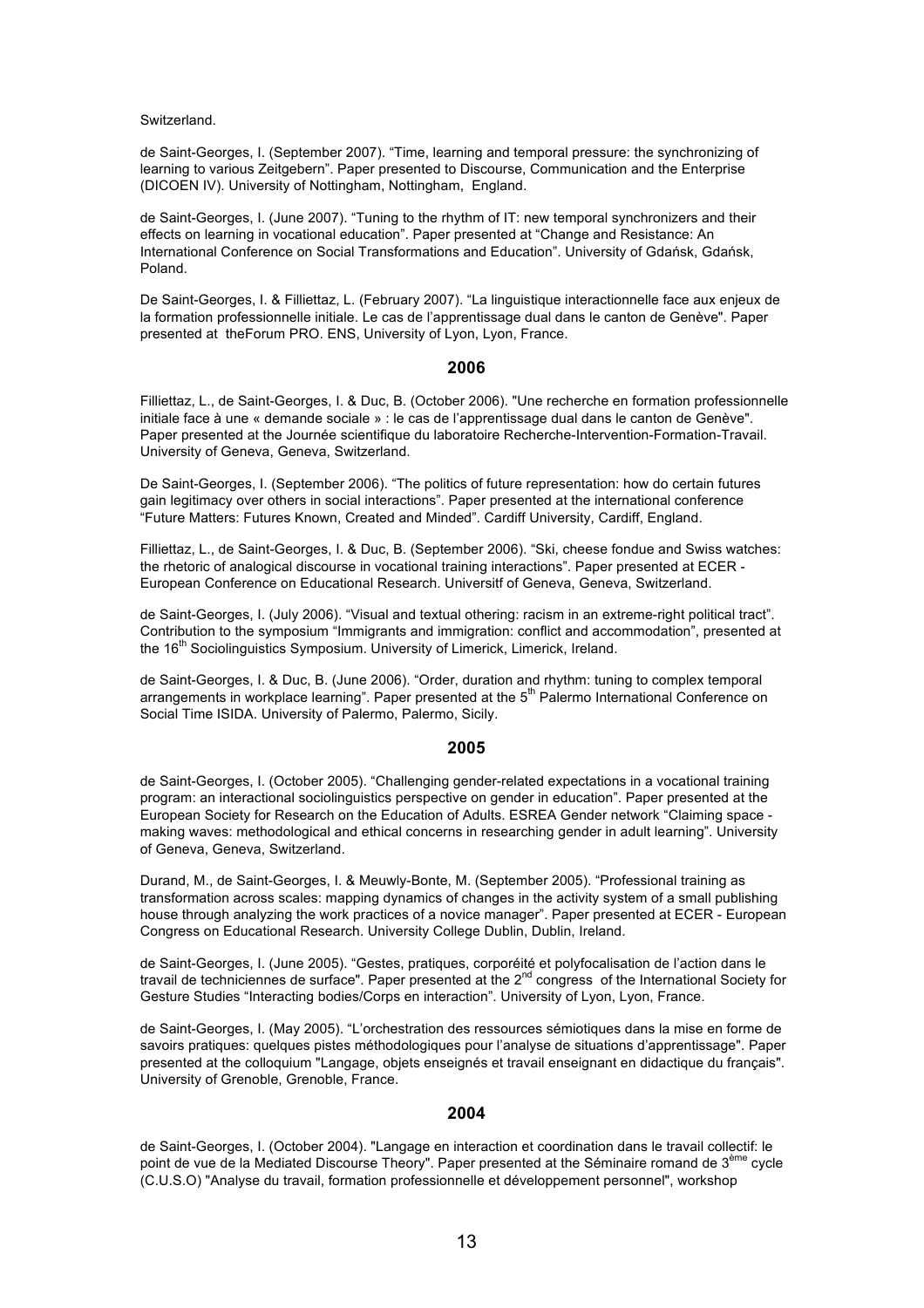Switzerland.

de Saint-Georges, I. (September 2007). “Time, learning and temporal pressure: the synchronizing of learning to various Zeitgebern”. Paper presented to Discourse, Communication and the Enterprise (DICOEN IV). University of Nottingham, Nottingham, England.

de Saint-Georges, I. (June 2007). “Tuning to the rhythm of IT: new temporal synchronizers and their effects on learning in vocational education”. Paper presented at “Change and Resistance: An International Conference on Social Transformations and Education”. University of Gdańsk, Gdańsk, Poland.

De Saint-Georges, I. & Filliettaz, L. (February 2007). “La linguistique interactionnelle face aux enjeux de la formation professionnelle initiale. Le cas de l’apprentissage dual dans le canton de Genève". Paper presented at theForum PRO. ENS, University of Lyon, Lyon, France.

### 2006

Filliettaz, L., de Saint-Georges, I. & Duc, B. (October 2006). "Une recherche en formation professionnelle initiale face à une « demande sociale » : le cas de l’apprentissage dual dans le canton de Genève". Paper presented at the Journée scientifique du laboratoire Recherche-Intervention-Formation-Travail. University of Geneva, Geneva, Switzerland.

De Saint-Georges, I. (September 2006). “The politics of future representation: how do certain futures gain legitimacy over others in social interactions”. Paper presented at the international conference “Future Matters: Futures Known, Created and Minded”. Cardiff University, Cardiff, England.

Filliettaz, L., de Saint-Georges, I. & Duc, B. (September 2006). “Ski, cheese fondue and Swiss watches: the rhetoric of analogical discourse in vocational training interactions”. Paper presented at ECER - European Conference on Educational Research. Universitf of Geneva, Geneva, Switzerland.

de Saint-Georges, I. (July 2006). “Visual and textual othering: racism in an extreme-right political tract”. Contribution to the symposium “Immigrants and immigration: conflict and accommodation”, presented at the 16th Sociolinguistics Symposium. University of Limerick, Limerick, Ireland.

de Saint-Georges, I. & Duc, B. (June 2006). “Order, duration and rhythm: tuning to complex temporal arrangements in workplace learning”. Paper presented at the 5th Palermo International Conference on Social Time ISIDA. University of Palermo, Palermo, Sicily.

### 2005

de Saint-Georges, I. (October 2005). “Challenging gender-related expectations in a vocational training program: an interactional sociolinguistics perspective on gender in education”. Paper presented at the European Society for Research on the Education of Adults. ESREA Gender network “Claiming space - making waves: methodological and ethical concerns in researching gender in adult learning”. University of Geneva, Geneva, Switzerland.

Durand, M., de Saint-Georges, I. & Meuwly-Bonte, M. (September 2005). “Professional training as transformation across scales: mapping dynamics of changes in the activity system of a small publishing house through analyzing the work practices of a novice manager”. Paper presented at ECER - European Congress on Educational Research. University College Dublin, Dublin, Ireland.

de Saint-Georges, I. (June 2005). “Gestes, pratiques, corporéité et polyfocalisation de l’action dans le travail de techniciennes de surface". Paper presented at the 2nd congress of the International Society for Gesture Studies “Interacting bodies/Corps en interaction”. University of Lyon, Lyon, France.

de Saint-Georges, I. (May 2005). “L’orchestration des ressources sémiotiques dans la mise en forme de savoirs pratiques: quelques pistes méthodologiques pour l’analyse de situations d’apprentissage". Paper presented at the colloquium "Langage, objets enseignés et travail enseignant en didactique du français". University of Grenoble, Grenoble, France.

### 2004

de Saint-Georges, I. (October 2004). "Langage en interaction et coordination dans le travail collectif: le point de vue de la Mediated Discourse Theory". Paper presented at the Séminaire romand de 3ème cycle (C.U.S.O) "Analyse du travail, formation professionnelle et développement personnel", workshop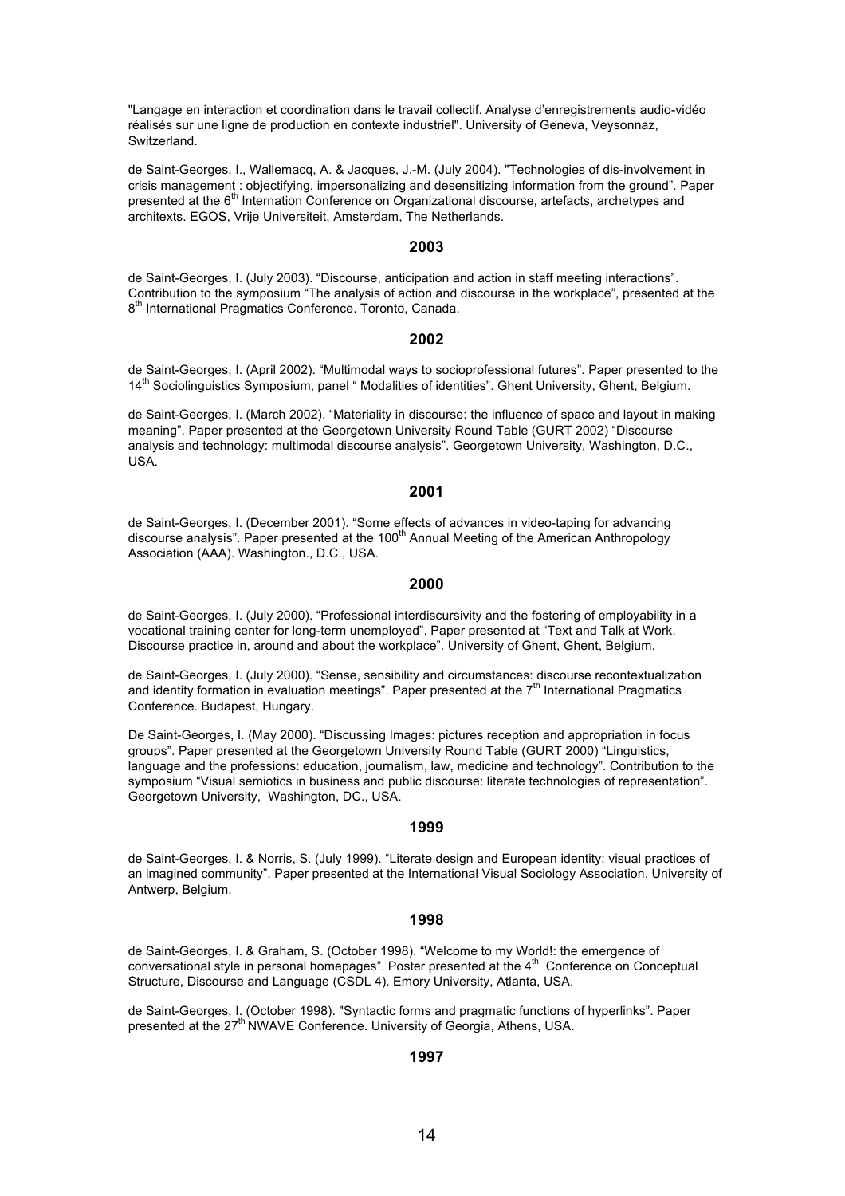"Langage en interaction et coordination dans le travail collectif. Analyse d'enregistrements audio-vidéo réalisés sur une ligne de production en contexte industriel". University of Geneva, Veysonnaz, Switzerland.

de Saint-Georges, I., Wallemacq, A. & Jacques, J.-M. (July 2004). "Technologies of dis-involvement in crisis management : objectifying, impersonalizing and desensitizing information from the ground". Paper presented at the 6th Internation Conference on Organizational discourse, artefacts, archetypes and architexts. EGOS, Vrije Universiteit, Amsterdam, The Netherlands.

### 2003

de Saint-Georges, I. (July 2003). "Discourse, anticipation and action in staff meeting interactions". Contribution to the symposium "The analysis of action and discourse in the workplace", presented at the 8th International Pragmatics Conference. Toronto, Canada.

### 2002

de Saint-Georges, I. (April 2002). "Multimodal ways to socioprofessional futures". Paper presented to the 14th Sociolinguistics Symposium, panel " Modalities of identities". Ghent University, Ghent, Belgium.

de Saint-Georges, I. (March 2002). "Materiality in discourse: the influence of space and layout in making meaning". Paper presented at the Georgetown University Round Table (GURT 2002) "Discourse analysis and technology: multimodal discourse analysis". Georgetown University, Washington, D.C., USA.

### 2001

de Saint-Georges, I. (December 2001). "Some effects of advances in video-taping for advancing discourse analysis". Paper presented at the 100th Annual Meeting of the American Anthropology Association (AAA). Washington., D.C., USA.

### 2000

de Saint-Georges, I. (July 2000). "Professional interdiscursivity and the fostering of employability in a vocational training center for long-term unemployed". Paper presented at "Text and Talk at Work. Discourse practice in, around and about the workplace". University of Ghent, Ghent, Belgium.

de Saint-Georges, I. (July 2000). "Sense, sensibility and circumstances: discourse recontextualization and identity formation in evaluation meetings". Paper presented at the 7th International Pragmatics Conference. Budapest, Hungary.

De Saint-Georges, I. (May 2000). "Discussing Images: pictures reception and appropriation in focus groups". Paper presented at the Georgetown University Round Table (GURT 2000) "Linguistics, language and the professions: education, journalism, law, medicine and technology". Contribution to the symposium "Visual semiotics in business and public discourse: literate technologies of representation". Georgetown University, Washington, DC., USA.

### 1999

de Saint-Georges, I. & Norris, S. (July 1999). "Literate design and European identity: visual practices of an imagined community". Paper presented at the International Visual Sociology Association. University of Antwerp, Belgium.

### 1998

de Saint-Georges, I. & Graham, S. (October 1998). "Welcome to my World!: the emergence of conversational style in personal homepages". Poster presented at the 4th Conference on Conceptual Structure, Discourse and Language (CSDL 4). Emory University, Atlanta, USA.

de Saint-Georges, I. (October 1998). "Syntactic forms and pragmatic functions of hyperlinks". Paper presented at the 27th NWAVE Conference. University of Georgia, Athens, USA.

### 1997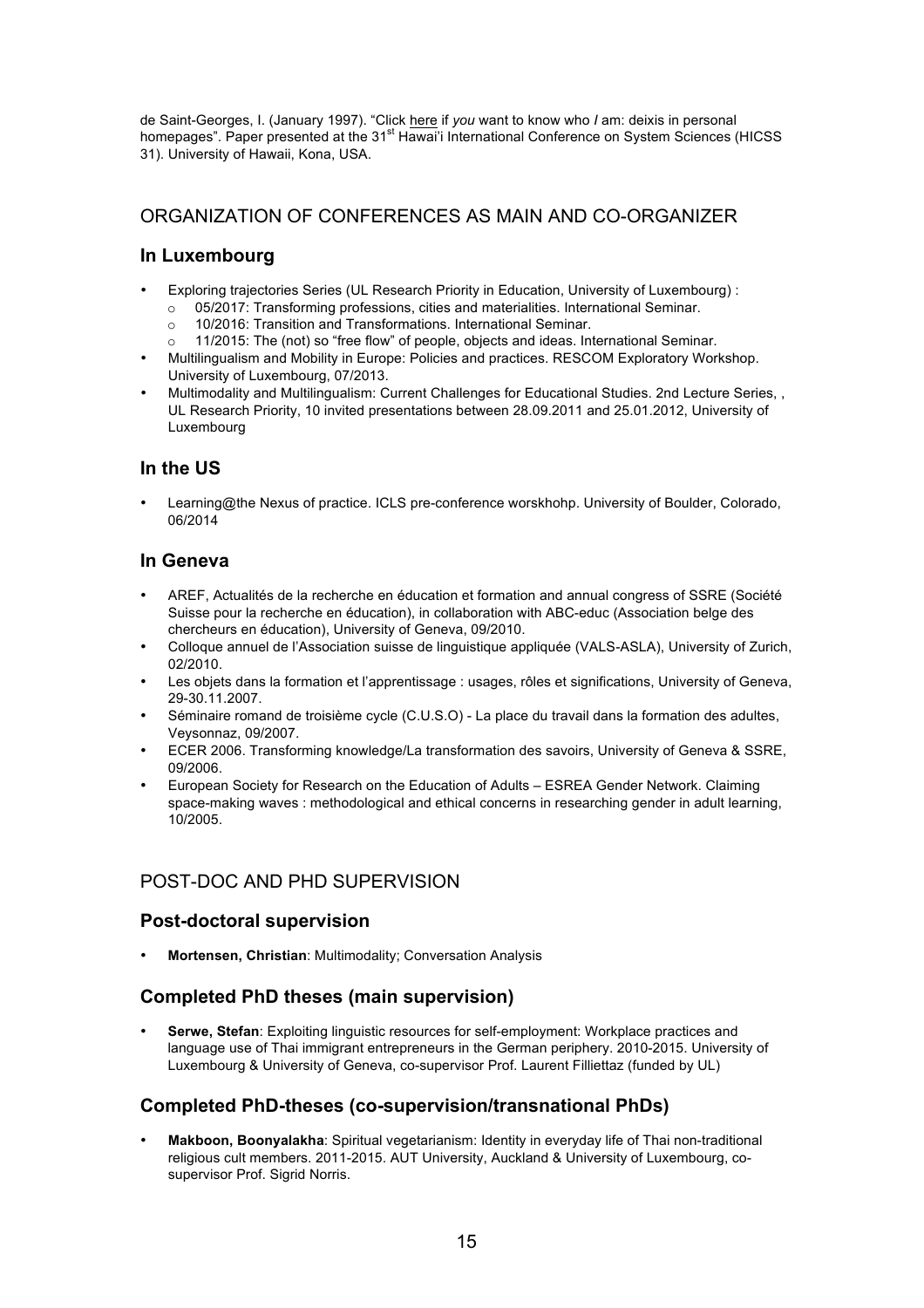de Saint-Georges, I. (January 1997). “Click here if *you* want to know who *I* am: deixis in personal homepages”. Paper presented at the 31st Hawai'i International Conference on System Sciences (HICSS 31). University of Hawaii, Kona, USA.

## ORGANIZATION OF CONFERENCES AS MAIN AND CO-ORGANIZER

### In Luxembourg

- Exploring trajectories Series (UL Research Priority in Education, University of Luxembourg) :
  - 05/2017: Transforming professions, cities and materialities. International Seminar.
  - 10/2016: Transition and Transformations. International Seminar.
  - 11/2015: The (not) so “free flow” of people, objects and ideas. International Seminar.
- Multilingualism and Mobility in Europe: Policies and practices. RESCOM Exploratory Workshop. University of Luxembourg, 07/2013.
- Multimodality and Multilingualism: Current Challenges for Educational Studies. 2nd Lecture Series, , UL Research Priority, 10 invited presentations between 28.09.2011 and 25.01.2012, University of Luxembourg

### In the US

- Learning@the Nexus of practice. ICLS pre-conference worskhohp. University of Boulder, Colorado, 06/2014

### In Geneva

- AREF, Actualités de la recherche en éducation et formation and annual congress of SSRE (Société Suisse pour la recherche en éducation), in collaboration with ABC-educ (Association belge des chercheurs en éducation), University of Geneva, 09/2010.
- Colloque annuel de l'Association suisse de linguistique appliquée (VALS-ASLA), University of Zurich, 02/2010.
- Les objets dans la formation et l'apprentissage : usages, rôles et significations, University of Geneva, 29-30.11.2007.
- Séminaire romand de troisième cycle (C.U.S.O) - La place du travail dans la formation des adultes, Veysonnaz, 09/2007.
- ECER 2006. Transforming knowledge/La transformation des savoirs, University of Geneva & SSRE, 09/2006.
- European Society for Research on the Education of Adults – ESREA Gender Network. Claiming space-making waves : methodological and ethical concerns in researching gender in adult learning, 10/2005.

## POST-DOC AND PHD SUPERVISION

### Post-doctoral supervision

- **Mortensen, Christian**: Multimodality; Conversation Analysis

### Completed PhD theses (main supervision)

- **Serwe, Stefan**: Exploiting linguistic resources for self-employment: Workplace practices and language use of Thai immigrant entrepreneurs in the German periphery. 2010-2015. University of Luxembourg & University of Geneva, co-supervisor Prof. Laurent Filliettaz (funded by UL)

### Completed PhD-theses (co-supervision/transnational PhDs)

- **Makboon, Boonyalakha**: Spiritual vegetarianism: Identity in everyday life of Thai non-traditional religious cult members. 2011-2015. AUT University, Auckland & University of Luxembourg, co-supervisor Prof. Sigrid Norris.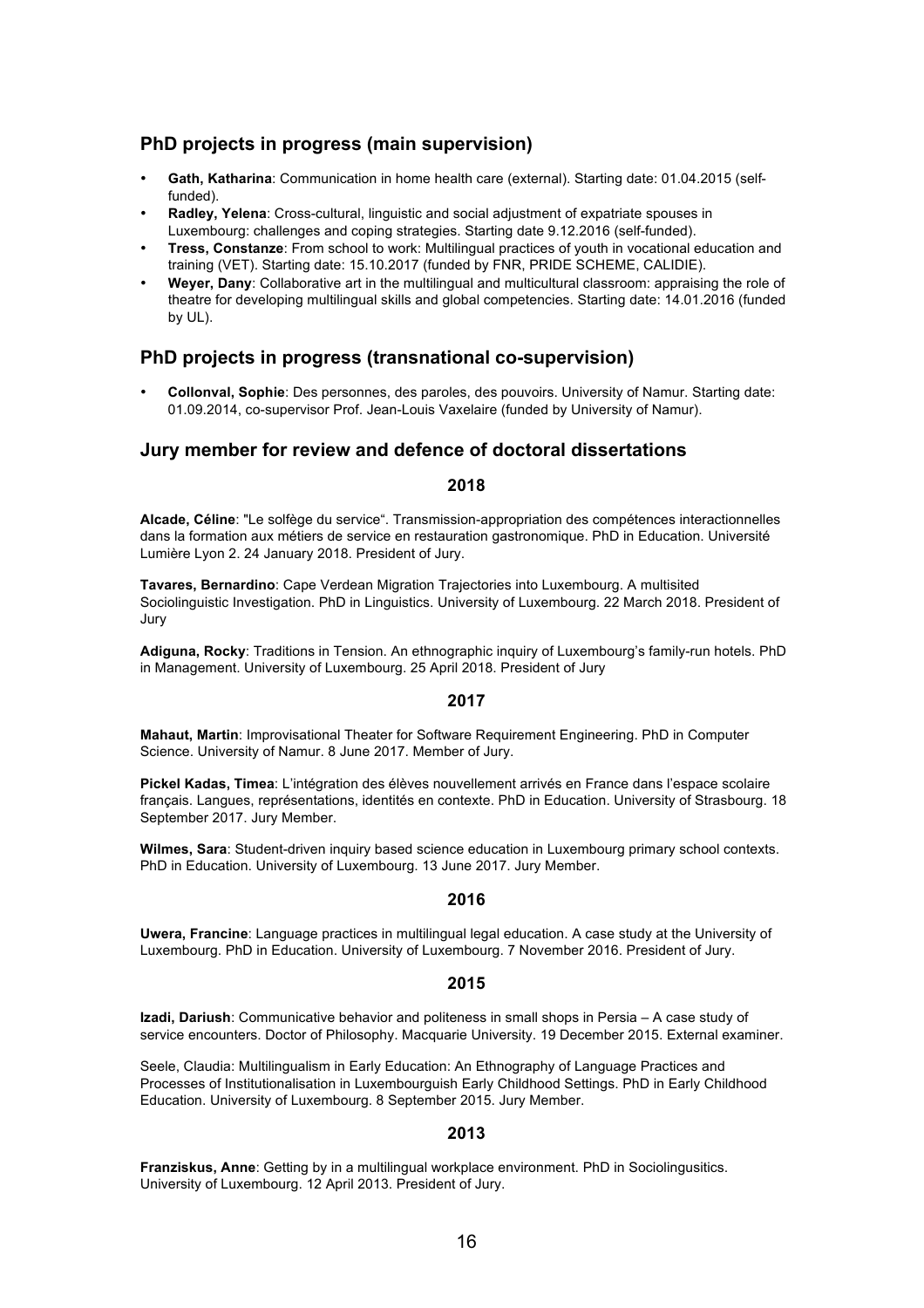## PhD projects in progress (main supervision)

- **Gath, Katharina**: Communication in home health care (external). Starting date: 01.04.2015 (self-funded).
- **Radley, Yelena**: Cross-cultural, linguistic and social adjustment of expatriate spouses in Luxembourg: challenges and coping strategies. Starting date 9.12.2016 (self-funded).
- **Tress, Constanze**: From school to work: Multilingual practices of youth in vocational education and training (VET). Starting date: 15.10.2017 (funded by FNR, PRIDE SCHEME, CALIDIE).
- **Weyer, Dany**: Collaborative art in the multilingual and multicultural classroom: appraising the role of theatre for developing multilingual skills and global competencies. Starting date: 14.01.2016 (funded by UL).

## PhD projects in progress (transnational co-supervision)

- **Collonval, Sophie**: Des personnes, des paroles, des pouvoirs. University of Namur. Starting date: 01.09.2014, co-supervisor Prof. Jean-Louis Vaxelaire (funded by University of Namur).

## Jury member for review and defence of doctoral dissertations

### 2018

**Alcade, Céline**: "Le solfège du service". Transmission-appropriation des compétences interactionnelles dans la formation aux métiers de service en restauration gastronomique. PhD in Education. Université Lumière Lyon 2. 24 January 2018. President of Jury.

**Tavares, Bernardino**: Cape Verdean Migration Trajectories into Luxembourg. A multisited Sociolinguistic Investigation. PhD in Linguistics. University of Luxembourg. 22 March 2018. President of Jury

**Adiguna, Rocky**: Traditions in Tension. An ethnographic inquiry of Luxembourg's family-run hotels. PhD in Management. University of Luxembourg. 25 April 2018. President of Jury

### 2017

**Mahaut, Martin**: Improvisational Theater for Software Requirement Engineering. PhD in Computer Science. University of Namur. 8 June 2017. Member of Jury.

**Pickel Kadas, Timea**: L'intégration des élèves nouvellement arrivés en France dans l'espace scolaire français. Langues, représentations, identités en contexte. PhD in Education. University of Strasbourg. 18 September 2017. Jury Member.

**Wilmes, Sara**: Student-driven inquiry based science education in Luxembourg primary school contexts. PhD in Education. University of Luxembourg. 13 June 2017. Jury Member.

### 2016

**Uwera, Francine**: Language practices in multilingual legal education. A case study at the University of Luxembourg. PhD in Education. University of Luxembourg. 7 November 2016. President of Jury.

### 2015

**Izadi, Dariush**: Communicative behavior and politeness in small shops in Persia – A case study of service encounters. Doctor of Philosophy. Macquarie University. 19 December 2015. External examiner.

Seele, Claudia: Multilingualism in Early Education: An Ethnography of Language Practices and Processes of Institutionalisation in Luxembourguish Early Childhood Settings. PhD in Early Childhood Education. University of Luxembourg. 8 September 2015. Jury Member.

### 2013

**Franziskus, Anne**: Getting by in a multilingual workplace environment. PhD in Sociolingusitics. University of Luxembourg. 12 April 2013. President of Jury.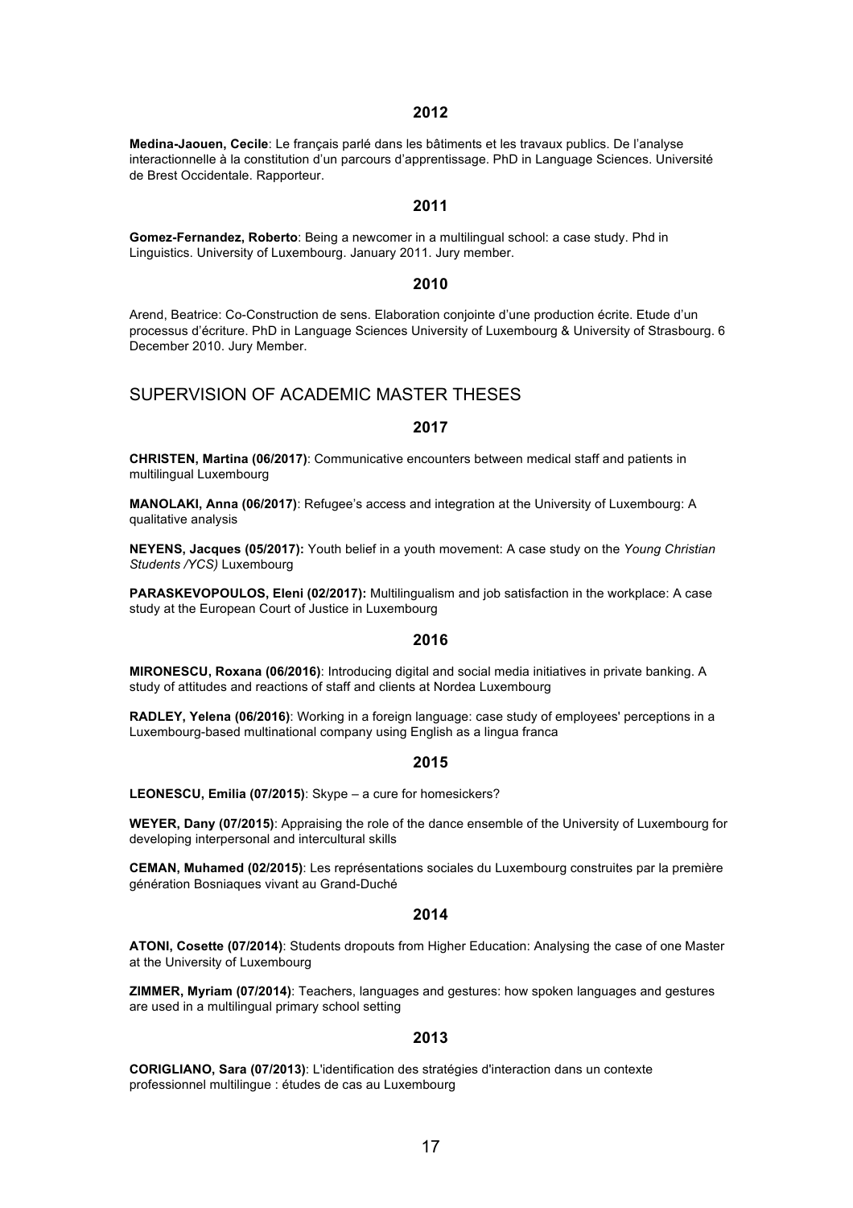### 2012

**Medina-Jaouen, Cecile**: Le français parlé dans les bâtiments et les travaux publics. De l'analyse interactionnelle à la constitution d'un parcours d'apprentissage. PhD in Language Sciences. Université de Brest Occidentale. Rapporteur.

### 2011

**Gomez-Fernandez, Roberto**: Being a newcomer in a multilingual school: a case study. Phd in Linguistics. University of Luxembourg. January 2011. Jury member.

### 2010

Arend, Beatrice: Co-Construction de sens. Elaboration conjointe d'une production écrite. Etude d'un processus d'écriture. PhD in Language Sciences University of Luxembourg & University of Strasbourg. 6 December 2010. Jury Member.

## SUPERVISION OF ACADEMIC MASTER THESES

### 2017

**CHRISTEN, Martina (06/2017)**: Communicative encounters between medical staff and patients in multilingual Luxembourg

**MANOLAKI, Anna (06/2017)**: Refugee's access and integration at the University of Luxembourg: A qualitative analysis

**NEYENS, Jacques (05/2017):** Youth belief in a youth movement: A case study on the *Young Christian Students /YCS)* Luxembourg

**PARASKEVOPOULOS, Eleni (02/2017):** Multilingualism and job satisfaction in the workplace: A case study at the European Court of Justice in Luxembourg

### 2016

**MIRONESCU, Roxana (06/2016)**: Introducing digital and social media initiatives in private banking. A study of attitudes and reactions of staff and clients at Nordea Luxembourg

**RADLEY, Yelena (06/2016)**: Working in a foreign language: case study of employees' perceptions in a Luxembourg-based multinational company using English as a lingua franca

### 2015

**LEONESCU, Emilia (07/2015)**: Skype – a cure for homesickers?

**WEYER, Dany (07/2015)**: Appraising the role of the dance ensemble of the University of Luxembourg for developing interpersonal and intercultural skills

**CEMAN, Muhamed (02/2015)**: Les représentations sociales du Luxembourg construites par la première génération Bosniaques vivant au Grand-Duché

### 2014

**ATONI, Cosette (07/2014)**: Students dropouts from Higher Education: Analysing the case of one Master at the University of Luxembourg

**ZIMMER, Myriam (07/2014)**: Teachers, languages and gestures: how spoken languages and gestures are used in a multilingual primary school setting

### 2013

**CORIGLIANO, Sara (07/2013)**: L'identification des stratégies d'interaction dans un contexte professionnel multilingue : études de cas au Luxembourg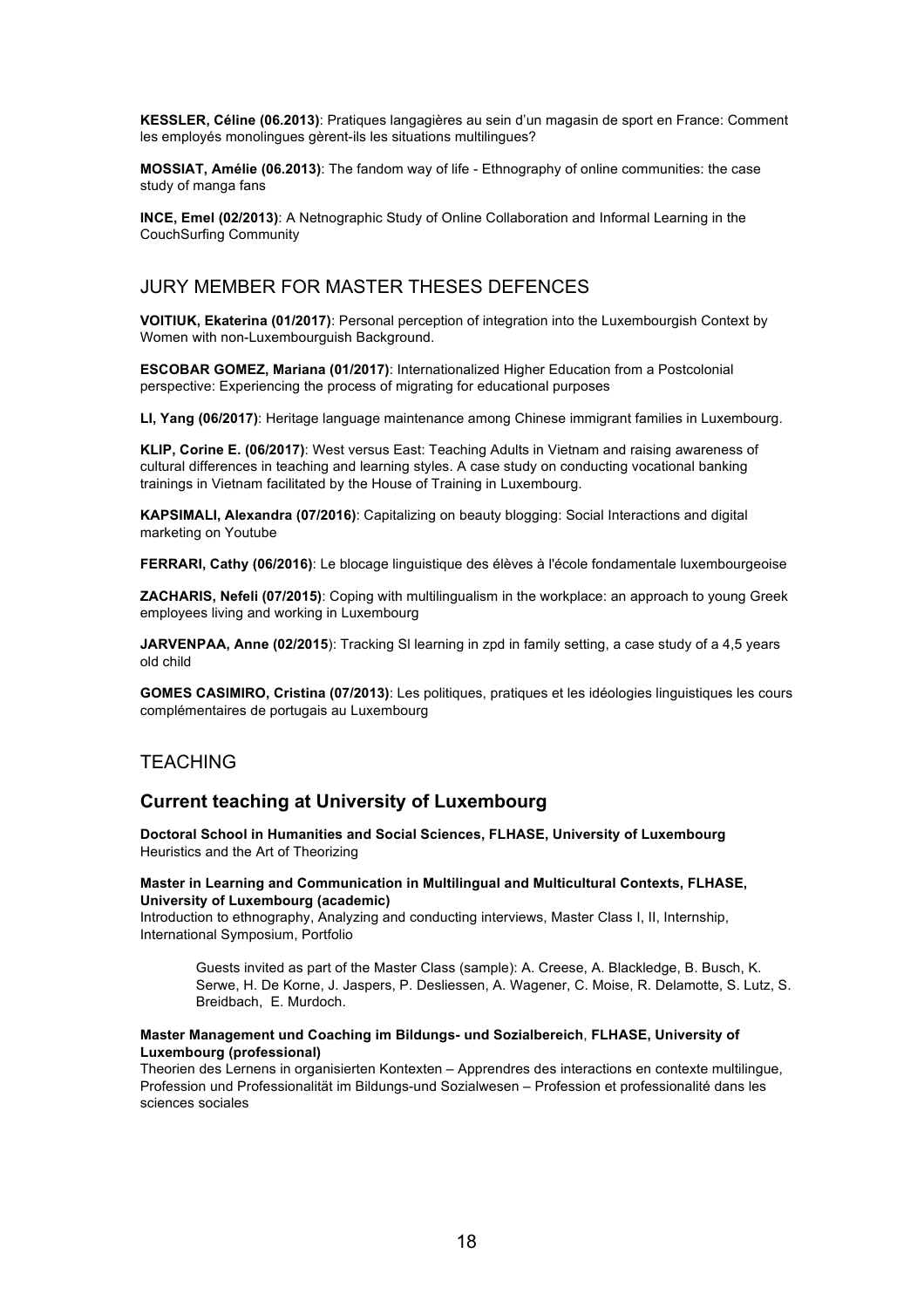**KESSLER, Céline (06.2013)**: Pratiques langagières au sein d'un magasin de sport en France: Comment les employés monolingues gèrent-ils les situations multilingues?

**MOSSIAT, Amélie (06.2013)**: The fandom way of life - Ethnography of online communities: the case study of manga fans

**INCE, Emel (02/2013)**: A Netnographic Study of Online Collaboration and Informal Learning in the CouchSurfing Community

## JURY MEMBER FOR MASTER THESES DEFENCES

**VOITIUK, Ekaterina (01/2017)**: Personal perception of integration into the Luxembourgish Context by Women with non-Luxembourguish Background.

**ESCOBAR GOMEZ, Mariana (01/2017)**: Internationalized Higher Education from a Postcolonial perspective: Experiencing the process of migrating for educational purposes

**LI, Yang (06/2017)**: Heritage language maintenance among Chinese immigrant families in Luxembourg.

**KLIP, Corine E. (06/2017)**: West versus East: Teaching Adults in Vietnam and raising awareness of cultural differences in teaching and learning styles. A case study on conducting vocational banking trainings in Vietnam facilitated by the House of Training in Luxembourg.

**KAPSIMALI, Alexandra (07/2016)**: Capitalizing on beauty blogging: Social Interactions and digital marketing on Youtube

**FERRARI, Cathy (06/2016)**: Le blocage linguistique des élèves à l'école fondamentale luxembourgeoise

**ZACHARIS, Nefeli (07/2015)**: Coping with multilingualism in the workplace: an approach to young Greek employees living and working in Luxembourg

**JARVENPAA, Anne (02/2015**): Tracking Sl learning in zpd in family setting, a case study of a 4,5 years old child

**GOMES CASIMIRO, Cristina (07/2013)**: Les politiques, pratiques et les idéologies linguistiques les cours complémentaires de portugais au Luxembourg

## TEACHING

### Current teaching at University of Luxembourg

**Doctoral School in Humanities and Social Sciences, FLHASE, University of Luxembourg**
Heuristics and the Art of Theorizing

**Master in Learning and Communication in Multilingual and Multicultural Contexts, FLHASE, University of Luxembourg (academic)**
Introduction to ethnography, Analyzing and conducting interviews, Master Class I, II, Internship, International Symposium, Portfolio

> Guests invited as part of the Master Class (sample): A. Creese, A. Blackledge, B. Busch, K. Serwe, H. De Korne, J. Jaspers, P. Desliessen, A. Wagener, C. Moise, R. Delamotte, S. Lutz, S. Breidbach, E. Murdoch.

**Master Management und Coaching im Bildungs- und Sozialbereich, FLHASE, University of Luxembourg (professional)**
Theorien des Lernens in organisierten Kontexten – Apprendres des interactions en contexte multilingue, Profession und Professionalität im Bildungs-und Sozialwesen – Profession et professionalité dans les sciences sociales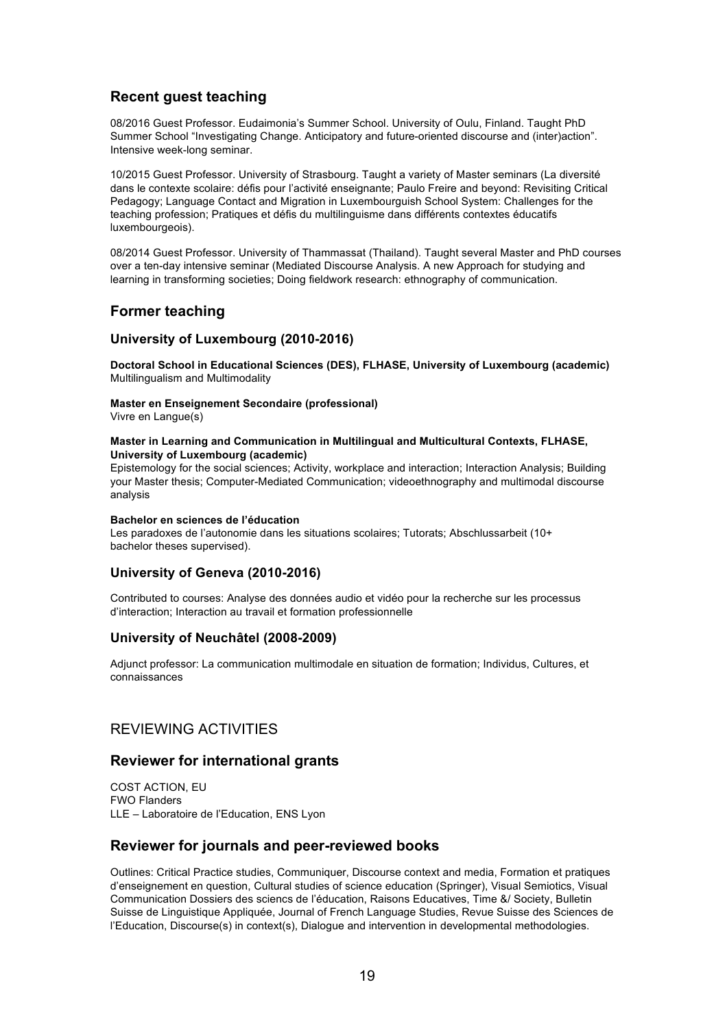## Recent guest teaching

08/2016 Guest Professor. Eudaimonia's Summer School. University of Oulu, Finland. Taught PhD Summer School "Investigating Change. Anticipatory and future-oriented discourse and (inter)action". Intensive week-long seminar.

10/2015 Guest Professor. University of Strasbourg. Taught a variety of Master seminars (La diversité dans le contexte scolaire: défis pour l'activité enseignante; Paulo Freire and beyond: Revisiting Critical Pedagogy; Language Contact and Migration in Luxembourguish School System: Challenges for the teaching profession; Pratiques et défis du multilinguisme dans différents contextes éducatifs luxembourgeois).

08/2014 Guest Professor. University of Thammassat (Thailand). Taught several Master and PhD courses over a ten-day intensive seminar (Mediated Discourse Analysis. A new Approach for studying and learning in transforming societies; Doing fieldwork research: ethnography of communication.

## Former teaching

### University of Luxembourg (2010-2016)

**Doctoral School in Educational Sciences (DES), FLHASE, University of Luxembourg (academic)**
Multilingualism and Multimodality

**Master en Enseignement Secondaire (professional)**
Vivre en Langue(s)

**Master in Learning and Communication in Multilingual and Multicultural Contexts, FLHASE, University of Luxembourg (academic)**
Epistemology for the social sciences; Activity, workplace and interaction; Interaction Analysis; Building your Master thesis; Computer-Mediated Communication; videoethnography and multimodal discourse analysis

**Bachelor en sciences de l'éducation**
Les paradoxes de l'autonomie dans les situations scolaires; Tutorats; Abschlussarbeit (10+ bachelor theses supervised).

### University of Geneva (2010-2016)

Contributed to courses: Analyse des données audio et vidéo pour la recherche sur les processus d'interaction; Interaction au travail et formation professionnelle

### University of Neuchâtel (2008-2009)

Adjunct professor: La communication multimodale en situation de formation; Individus, Cultures, et connaissances

# REVIEWING ACTIVITIES

## Reviewer for international grants

COST ACTION, EU
FWO Flanders
LLE – Laboratoire de l'Education, ENS Lyon

## Reviewer for journals and peer-reviewed books

Outlines: Critical Practice studies, Communiquer, Discourse context and media, Formation et pratiques d'enseignement en question, Cultural studies of science education (Springer), Visual Semiotics, Visual Communication Dossiers des sciencs de l'éducation, Raisons Educatives, Time &/ Society, Bulletin Suisse de Linguistique Appliquée, Journal of French Language Studies, Revue Suisse des Sciences de l'Education, Discourse(s) in context(s), Dialogue and intervention in developmental methodologies.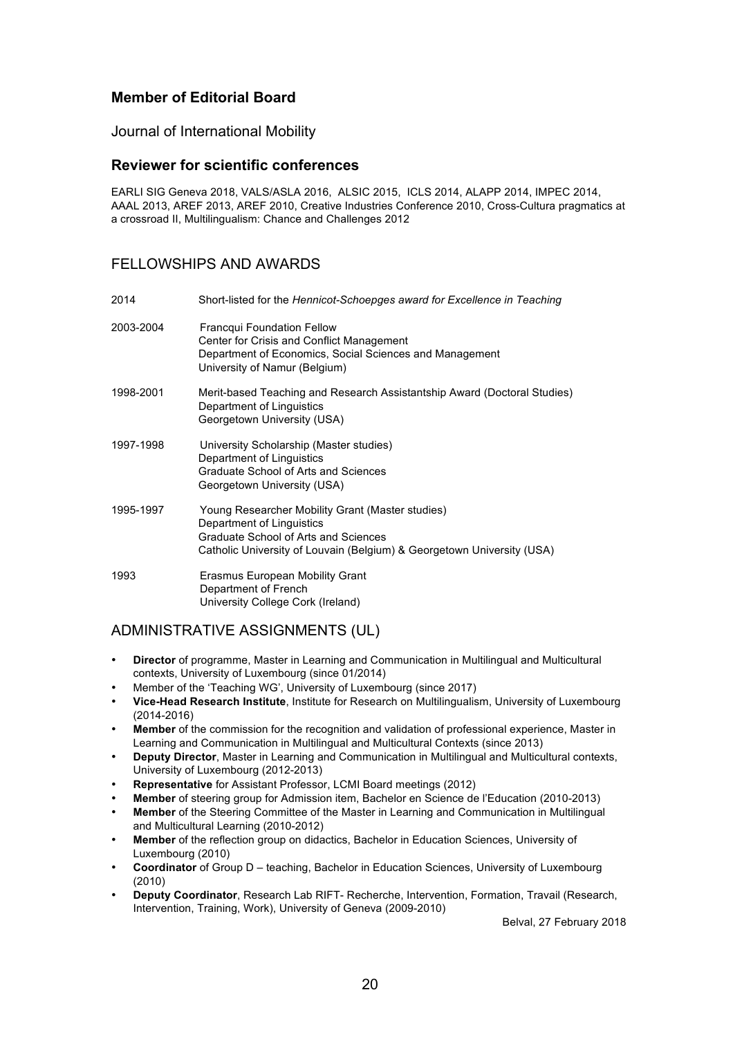### Member of Editorial Board

Journal of International Mobility

### Reviewer for scientific conferences

EARLI SIG Geneva 2018, VALS/ASLA 2016, ALSIC 2015, ICLS 2014, ALAPP 2014, IMPEC 2014, AAAL 2013, AREF 2013, AREF 2010, Creative Industries Conference 2010, Cross-Cultura pragmatics at a crossroad II, Multilingualism: Chance and Challenges 2012

## FELLOWSHIPS AND AWARDS

| | |
|---|---|
| 2014 | Short-listed for the *Hennicot-Schoepges award for Excellence in Teaching* |
| 2003-2004 | Francqui Foundation Fellow<br>Center for Crisis and Conflict Management<br>Department of Economics, Social Sciences and Management<br>University of Namur (Belgium) |
| 1998-2001 | Merit-based Teaching and Research Assistantship Award (Doctoral Studies)<br>Department of Linguistics<br>Georgetown University (USA) |
| 1997-1998 | University Scholarship (Master studies)<br>Department of Linguistics<br>Graduate School of Arts and Sciences<br>Georgetown University (USA) |
| 1995-1997 | Young Researcher Mobility Grant (Master studies)<br>Department of Linguistics<br>Graduate School of Arts and Sciences<br>Catholic University of Louvain (Belgium) & Georgetown University (USA) |
| 1993 | Erasmus European Mobility Grant<br>Department of French<br>University College Cork (Ireland) |

## ADMINISTRATIVE ASSIGNMENTS (UL)

- **Director** of programme, Master in Learning and Communication in Multilingual and Multicultural contexts, University of Luxembourg (since 01/2014)
- Member of the 'Teaching WG', University of Luxembourg (since 2017)
- **Vice-Head Research Institute**, Institute for Research on Multilingualism, University of Luxembourg (2014-2016)
- **Member** of the commission for the recognition and validation of professional experience, Master in Learning and Communication in Multilingual and Multicultural Contexts (since 2013)
- **Deputy Director**, Master in Learning and Communication in Multilingual and Multicultural contexts, University of Luxembourg (2012-2013)
- **Representative** for Assistant Professor, LCMI Board meetings (2012)
- **Member** of steering group for Admission item, Bachelor en Science de l'Education (2010-2013)
- **Member** of the Steering Committee of the Master in Learning and Communication in Multilingual and Multicultural Learning (2010-2012)
- **Member** of the reflection group on didactics, Bachelor in Education Sciences, University of Luxembourg (2010)
- **Coordinator** of Group D – teaching, Bachelor in Education Sciences, University of Luxembourg (2010)
- **Deputy Coordinator**, Research Lab RIFT- Recherche, Intervention, Formation, Travail (Research, Intervention, Training, Work), University of Geneva (2009-2010)

Belval, 27 February 2018